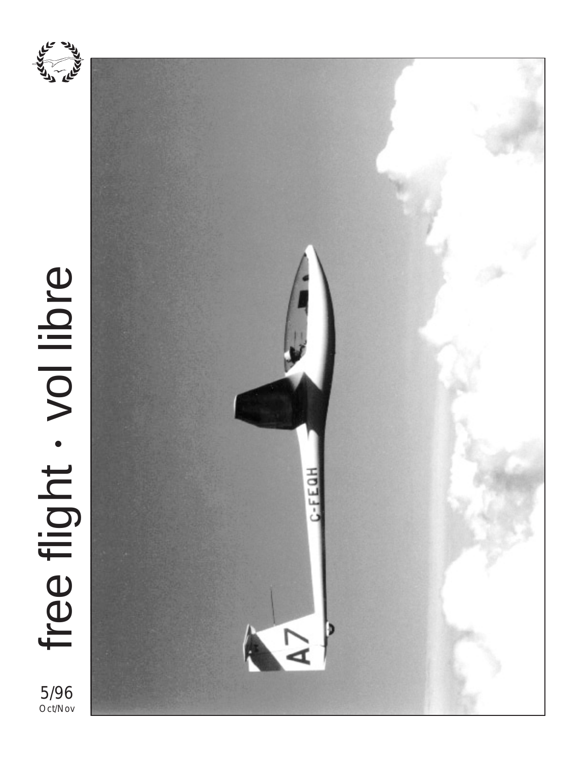# free flight · vol libre

5/96
Oct/Nov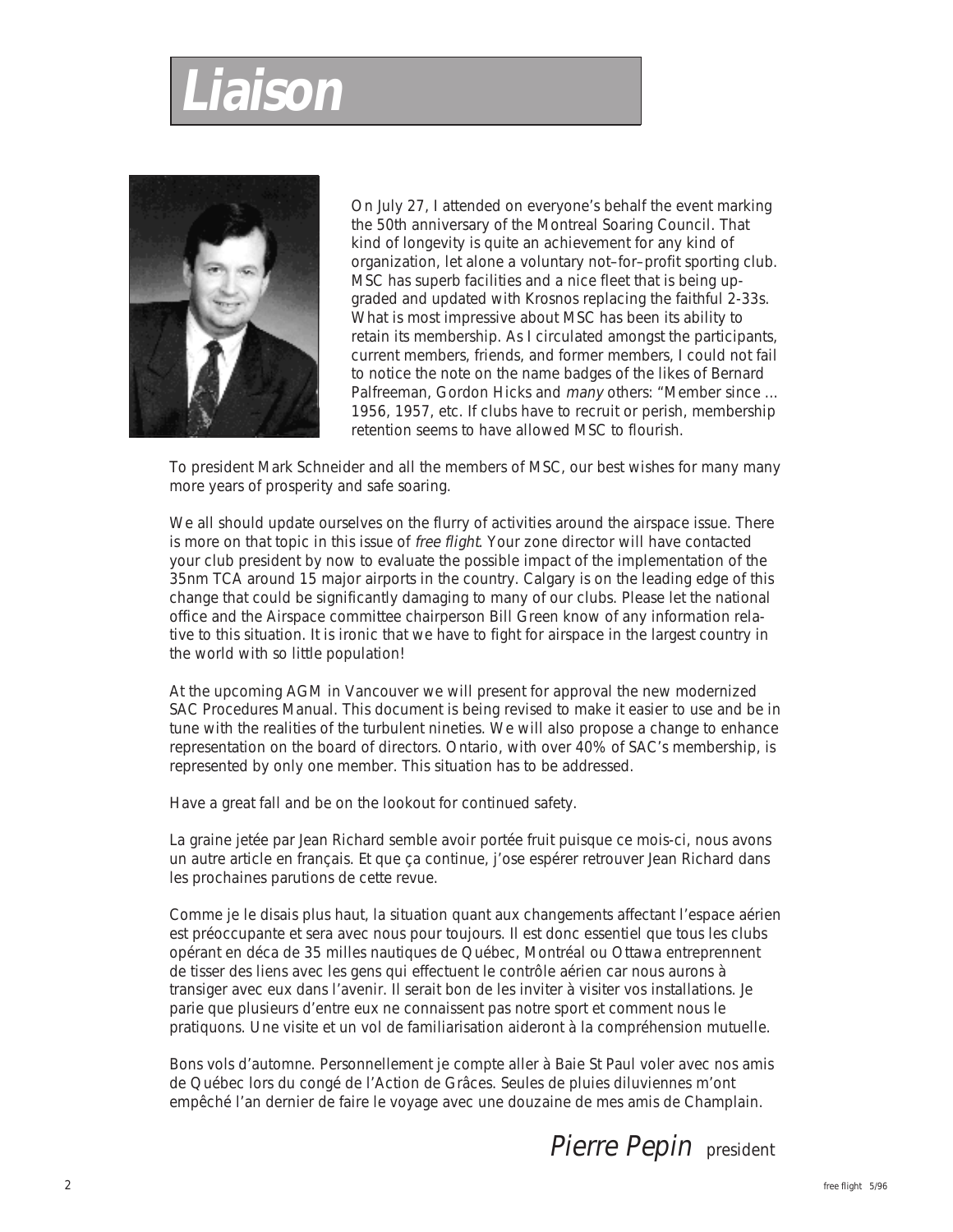# Liaison

On July 27, I attended on everyone's behalf the event marking the 50th anniversary of the Montreal Soaring Council. That kind of longevity is quite an achievement for any kind of organization, let alone a voluntary not–for–profit sporting club. MSC has superb facilities and a nice fleet that is being upgraded and updated with Krosnos replacing the faithful 2-33s. What is most impressive about MSC has been its ability to retain its membership. As I circulated amongst the participants, current members, friends, and former members, I could not fail to notice the note on the name badges of the likes of Bernard Palfreeman, Gordon Hicks and *many* others: "Member since ... 1956, 1957, etc. If clubs have to recruit or perish, membership retention seems to have allowed MSC to flourish.

To president Mark Schneider and all the members of MSC, our best wishes for many many more years of prosperity and safe soaring.

We all should update ourselves on the flurry of activities around the airspace issue. There is more on that topic in this issue of *free flight*. Your zone director will have contacted your club president by now to evaluate the possible impact of the implementation of the 35nm TCA around 15 major airports in the country. Calgary is on the leading edge of this change that could be significantly damaging to many of our clubs. Please let the national office and the Airspace committee chairperson Bill Green know of any information relative to this situation. It is ironic that we have to fight for airspace in the largest country in the world with so little population!

At the upcoming AGM in Vancouver we will present for approval the new modernized SAC Procedures Manual. This document is being revised to make it easier to use and be in tune with the realities of the turbulent nineties. We will also propose a change to enhance representation on the board of directors. Ontario, with over 40% of SAC's membership, is represented by only one member. This situation has to be addressed.

Have a great fall and be on the lookout for continued safety.

La graine jetée par Jean Richard semble avoir portée fruit puisque ce mois-ci, nous avons un autre article en français. Et que ça continue, j'ose espérer retrouver Jean Richard dans les prochaines parutions de cette revue.

Comme je le disais plus haut, la situation quant aux changements affectant l'espace aérien est préoccupante et sera avec nous pour toujours. Il est donc essentiel que tous les clubs opérant en déca de 35 milles nautiques de Québec, Montréal ou Ottawa entreprennent de tisser des liens avec les gens qui effectuent le contrôle aérien car nous aurons à transiger avec eux dans l'avenir. Il serait bon de les inviter à visiter vos installations. Je parie que plusieurs d'entre eux ne connaissent pas notre sport et comment nous le pratiquons. Une visite et un vol de familiarisation aideront à la compréhension mutuelle.

Bons vols d'automne. Personnellement je compte aller à Baie St Paul voler avec nos amis de Québec lors du congé de l'Action de Grâces. Seules de pluies diluviennes m'ont empêché l'an dernier de faire le voyage avec une douzaine de mes amis de Champlain.

*Pierre Pepin* president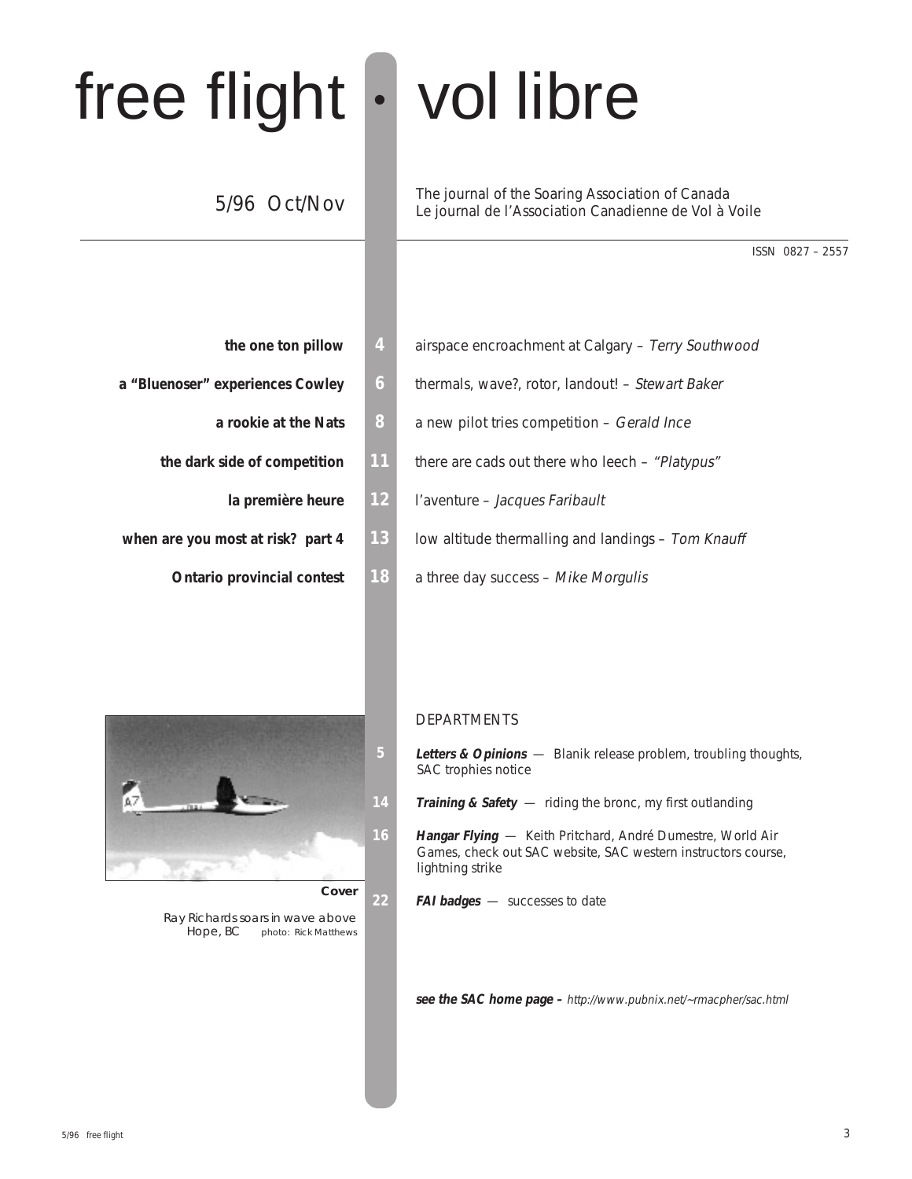# free flight • vol libre

5/96 Oct/Nov

The journal of the Soaring Association of Canada
Le journal de l'Association Canadienne de Vol à Voile

ISSN 0827 – 2557

**the one ton pillow** 4 airspace encroachment at Calgary – *Terry Southwood*

**a "Bluenoser" experiences Cowley** 6 thermals, wave?, rotor, landout! – *Stewart Baker*

**a rookie at the Nats** 8 a new pilot tries competition – *Gerald Ince*

**the dark side of competition** 11 there are cads out there who leech – *"Platypus"*

**la première heure** 12 l'aventure – *Jacques Faribault*

**when are you most at risk? part 4** 13 low altitude thermalling and landings – *Tom Knauff*

**Ontario provincial contest** 18 a three day success – *Mike Morgulis*

**Cover**

*Ray Richards soars in wave above Hope, BC* — photo: Rick Matthews

## DEPARTMENTS

5 ***Letters & Opinions*** — Blanik release problem, troubling thoughts, SAC trophies notice

14 ***Training & Safety*** — riding the bronc, my first outlanding

16 ***Hangar Flying*** — Keith Pritchard, André Dumestre, World Air Games, check out SAC website, SAC western instructors course, lightning strike

22 ***FAI badges*** — successes to date

***see the SAC home page –*** *http://www.pubnix.net/~rmacpher/sac.html*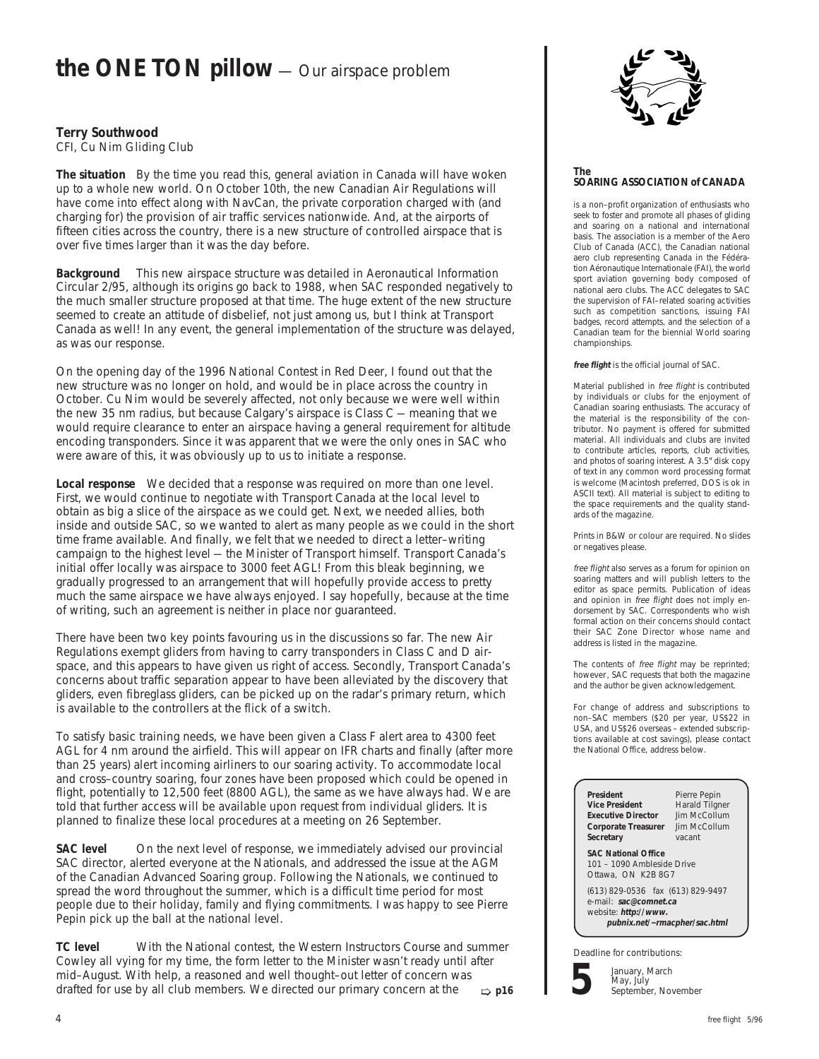# the ONE TON pillow — Our airspace problem

**Terry Southwood**
CFI, Cu Nim Gliding Club

**The situation** By the time you read this, general aviation in Canada will have woken up to a whole new world. On October 10th, the new Canadian Air Regulations will have come into effect along with NavCan, the private corporation charged with (and charging for) the provision of air traffic services nationwide. And, at the airports of fifteen cities across the country, there is a new structure of controlled airspace that is over five times larger than it was the day before.

**Background** This new airspace structure was detailed in Aeronautical Information Circular 2/95, although its origins go back to 1988, when SAC responded negatively to the much smaller structure proposed at that time. The huge extent of the new structure seemed to create an attitude of disbelief, not just among us, but I think at Transport Canada as well! In any event, the general implementation of the structure was delayed, as was our response.

On the opening day of the 1996 National Contest in Red Deer, I found out that the new structure was no longer on hold, and would be in place across the country in October. Cu Nim would be severely affected, not only because we were well within the new 35 nm radius, but because Calgary's airspace is Class C — meaning that we would require clearance to enter an airspace having a general requirement for altitude encoding transponders. Since it was apparent that we were the only ones in SAC who were aware of this, it was obviously up to us to initiate a response.

**Local response** We decided that a response was required on more than one level. First, we would continue to negotiate with Transport Canada at the local level to obtain as big a slice of the airspace as we could get. Next, we needed allies, both inside and outside SAC, so we wanted to alert as many people as we could in the short time frame available. And finally, we felt that we needed to direct a letter–writing campaign to the highest level — the Minister of Transport himself. Transport Canada's initial offer locally was airspace to 3000 feet AGL! From this bleak beginning, we gradually progressed to an arrangement that will hopefully provide access to pretty much the same airspace we have always enjoyed. I say hopefully, because at the time of writing, such an agreement is neither in place nor guaranteed.

There have been two key points favouring us in the discussions so far. The new Air Regulations exempt gliders from having to carry transponders in Class C and D airspace, and this appears to have given us right of access. Secondly, Transport Canada's concerns about traffic separation appear to have been alleviated by the discovery that gliders, even fibreglass gliders, can be picked up on the radar's primary return, which is available to the controllers at the flick of a switch.

To satisfy basic training needs, we have been given a Class F alert area to 4300 feet AGL for 4 nm around the airfield. This will appear on IFR charts and finally (after more than 25 years) alert incoming airliners to our soaring activity. To accommodate local and cross–country soaring, four zones have been proposed which could be opened in flight, potentially to 12,500 feet (8800 AGL), the same as we have always had. We are told that further access will be available upon request from individual gliders. It is planned to finalize these local procedures at a meeting on 26 September.

**SAC level** On the next level of response, we immediately advised our provincial SAC director, alerted everyone at the Nationals, and addressed the issue at the AGM of the Canadian Advanced Soaring group. Following the Nationals, we continued to spread the word throughout the summer, which is a difficult time period for most people due to their holiday, family and flying commitments. I was happy to see Pierre Pepin pick up the ball at the national level.

**TC level** With the National contest, the Western Instructors Course and summer Cowley all vying for my time, the form letter to the Minister wasn't ready until after mid–August. With help, a reasoned and well thought–out letter of concern was drafted for use by all club members. We directed our primary concern at the ⇨ p16

---

**The SOARING ASSOCIATION of CANADA**

is a non–profit organization of enthusiasts who seek to foster and promote all phases of gliding and soaring on a national and international basis. The association is a member of the Aero Club of Canada (ACC), the Canadian national aero club representing Canada in the Fédération Aéronautique Internationale (FAI), the world sport aviation governing body composed of national aero clubs. The ACC delegates to SAC the supervision of FAI–related soaring activities such as competition sanctions, issuing FAI badges, record attempts, and the selection of a Canadian team for the biennial World soaring championships.

***free flight*** is the official journal of SAC.

Material published in *free flight* is contributed by individuals or clubs for the enjoyment of Canadian soaring enthusiasts. The accuracy of the material is the responsibility of the contributor. No payment is offered for submitted material. All individuals and clubs are invited to contribute articles, reports, club activities, and photos of soaring interest. A 3.5" disk copy of text in any common word processing format is welcome (Macintosh preferred, DOS is ok in ASCII text). All material is subject to editing to the space requirements and the quality standards of the magazine.

Prints in B&W or colour are required. No slides or negatives please.

*free flight* also serves as a forum for opinion on soaring matters and will publish letters to the editor as space permits. Publication of ideas and opinion in *free flight* does not imply endorsement by SAC. Correspondents who wish formal action on their concerns should contact their SAC Zone Director whose name and address is listed in the magazine.

The contents of *free flight* may be reprinted; however, SAC requests that both the magazine and the author be given acknowledgement.

For change of address and subscriptions to non–SAC members ($20 per year, US$22 in USA, and US$26 overseas – extended subscriptions available at cost savings), please contact the National Office, address below.

| | |
|---|---|
| **President** | Pierre Pepin |
| **Vice President** | Harald Tilgner |
| **Executive Director** | Jim McCollum |
| **Corporate Treasurer** | Jim McCollum |
| **Secretary** | vacant |

**SAC National Office**
101 – 1090 Ambleside Drive
Ottawa, ON K2B 8G7

(613) 829-0536 fax (613) 829-9497
e-mail: **sac@comnet.ca**
website: **http://www.pubnix.net/~rmacpher/sac.html**

Deadline for contributions:

**5** January, March
May, July
September, November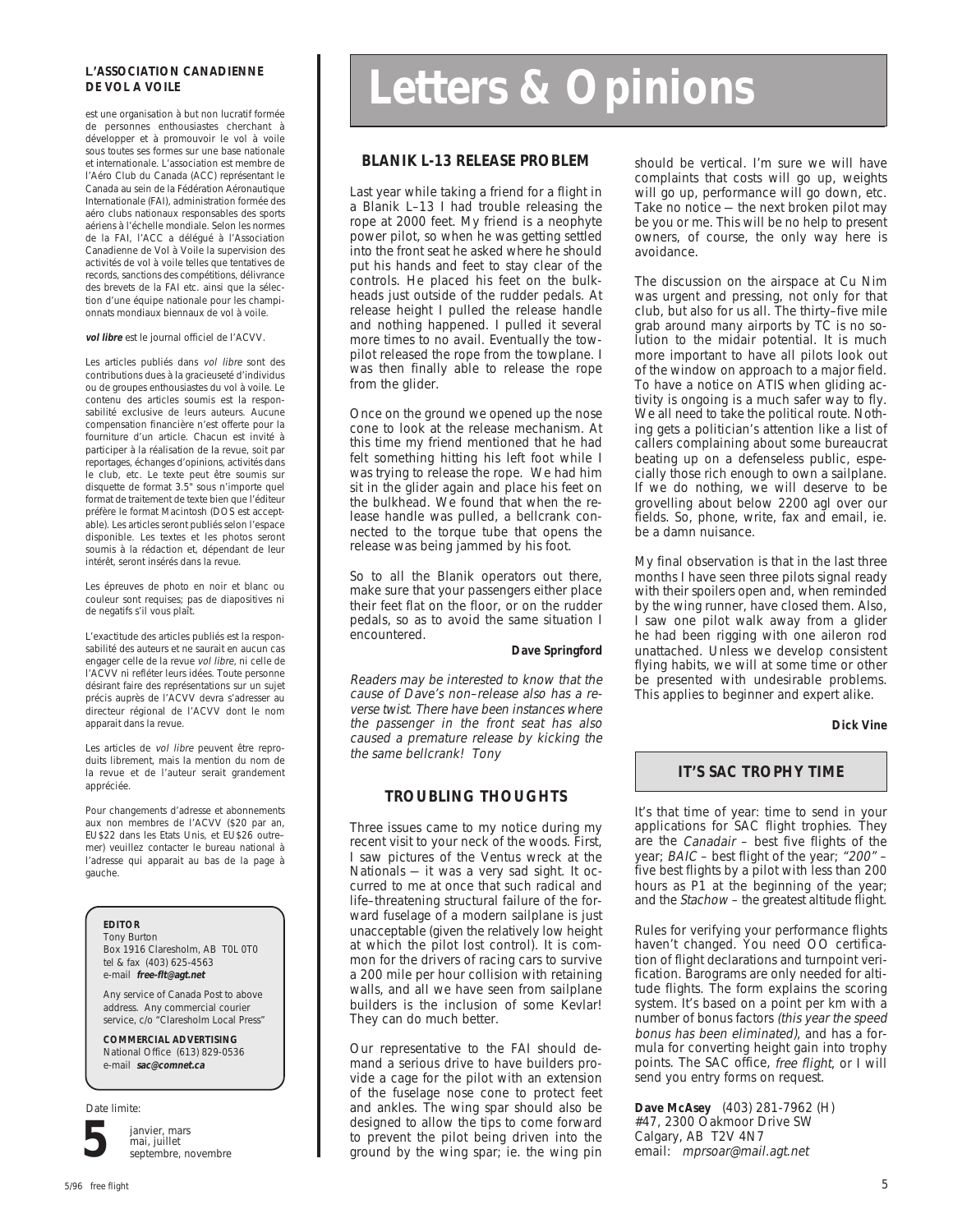**L'ASSOCIATION CANADIENNE DE VOL A VOILE**

est une organisation à but non lucratif formée de personnes enthousiastes cherchant à développer et à promouvoir le vol à voile sous toutes ses formes sur une base nationale et internationale. L'association est membre de l'Aéro Club du Canada (ACC) représentant le Canada au sein de la Fédération Aéronautique Internationale (FAI), administration formée des aéro clubs nationaux responsables des sports aériens à l'échelle mondiale. Selon les normes de la FAI, l'ACC a délégué à l'Association Canadienne de Vol à Voile la supervision des activités de vol à voile telles que tentatives de records, sanctions des compétitions, délivrance des brevets de la FAI etc. ainsi que la sélection d'une équipe nationale pour les championnats mondiaux biennaux de vol à voile.

***vol libre*** est le journal officiel de l'ACVV.

Les articles publiés dans *vol libre* sont des contributions dues à la gracieuseté d'individus ou de groupes enthousiastes du vol à voile. Le contenu des articles soumis est la responsabilité exclusive de leurs auteurs. Aucune compensation financière n'est offerte pour la fourniture d'un article. Chacun est invité à participer à la réalisation de la revue, soit par reportages, échanges d'opinions, activités dans le club, etc. Le texte peut être soumis sur disquette de format 3.5" sous n'importe quel format de traitement de texte bien que l'éditeur préfère le format Macintosh (DOS est acceptable). Les articles seront publiés selon l'espace disponible. Les textes et les photos seront soumis à la rédaction et, dépendant de leur intérêt, seront insérés dans la revue.

Les épreuves de photo en noir et blanc ou couleur sont requises; pas de diapositives ni de negatifs s'il vous plaît.

L'exactitude des articles publiés est la responsabilité des auteurs et ne saurait en aucun cas engager celle de la revue *vol libre*, ni celle de l'ACVV ni refléter leurs idées. Toute personne désirant faire des représentations sur un sujet précis auprès de l'ACVV devra s'adresser au directeur régional de l'ACVV dont le nom apparait dans la revue.

Les articles de *vol libre* peuvent être reproduits librement, mais la mention du nom de la revue et de l'auteur serait grandement appréciée.

Pour changements d'adresse et abonnements aux non membres de l'ACVV ($20 par an, EU$22 dans les Etats Unis, et EU$26 outre–mer) veuillez contacter le bureau national à l'adresse qui apparait au bas de la page à gauche.

**EDITOR**
Tony Burton
Box 1916 Claresholm, AB T0L 0T0
tel & fax (403) 625-4563
e-mail ***free-flt@agt.net***

Any service of Canada Post to above address. Any commercial courier service, c/o "Claresholm Local Press"

**COMMERCIAL ADVERTISING**
National Office (613) 829-0536
e-mail ***sac@comnet.ca***

Date limite:

**5** janvier, mars
mai, juillet
septembre, novembre

# Letters & Opinions

## BLANIK L-13 RELEASE PROBLEM

Last year while taking a friend for a flight in a Blanik L–13 I had trouble releasing the rope at 2000 feet. My friend is a neophyte power pilot, so when he was getting settled into the front seat he asked where he should put his hands and feet to stay clear of the controls. He placed his feet on the bulkheads just outside of the rudder pedals. At release height I pulled the release handle and nothing happened. I pulled it several more times to no avail. Eventually the towpilot released the rope from the towplane. I was then finally able to release the rope from the glider.

Once on the ground we opened up the nose cone to look at the release mechanism. At this time my friend mentioned that he had felt something hitting his left foot while I was trying to release the rope. We had him sit in the glider again and place his feet on the bulkhead. We found that when the release handle was pulled, a bellcrank connected to the torque tube that opens the release was being jammed by his foot.

So to all the Blanik operators out there, make sure that your passengers either place their feet flat on the floor, or on the rudder pedals, so as to avoid the same situation I encountered.

**Dave Springford**

*Readers may be interested to know that the cause of Dave's non–release also has a reverse twist. There have been instances where the passenger in the front seat has also caused a premature release by kicking the the same bellcrank! Tony*

## TROUBLING THOUGHTS

Three issues came to my notice during my recent visit to your neck of the woods. First, I saw pictures of the Ventus wreck at the Nationals — it was a very sad sight. It occurred to me at once that such radical and life–threatening structural failure of the forward fuselage of a modern sailplane is just unacceptable (given the relatively low height at which the pilot lost control). It is common for the drivers of racing cars to survive a 200 mile per hour collision with retaining walls, and all we have seen from sailplane builders is the inclusion of some Kevlar! They can do much better.

Our representative to the FAI should demand a serious drive to have builders provide a cage for the pilot with an extension of the fuselage nose cone to protect feet and ankles. The wing spar should also be designed to allow the tips to come forward to prevent the pilot being driven into the ground by the wing spar; ie. the wing pin should be vertical. I'm sure we will have complaints that costs will go up, weights will go up, performance will go down, etc. Take no notice — the next broken pilot may be you or me. This will be no help to present owners, of course, the only way here is avoidance.

The discussion on the airspace at Cu Nim was urgent and pressing, not only for that club, but also for us all. The thirty–five mile grab around many airports by TC is no solution to the midair potential. It is much more important to have all pilots look out of the window on approach to a major field. To have a notice on ATIS when gliding activity is ongoing is a much safer way to fly. We all need to take the political route. Nothing gets a politician's attention like a list of callers complaining about some bureaucrat beating up on a defenseless public, especially those rich enough to own a sailplane. If we do nothing, we will deserve to be grovelling about below 2200 agl over our fields. So, phone, write, fax and email, ie. be a damn nuisance.

My final observation is that in the last three months I have seen three pilots signal ready with their spoilers open and, when reminded by the wing runner, have closed them. Also, I saw one pilot walk away from a glider he had been rigging with one aileron rod unattached. Unless we develop consistent flying habits, we will at some time or other be presented with undesirable problems. This applies to beginner and expert alike.

**Dick Vine**

## IT'S SAC TROPHY TIME

It's that time of year: time to send in your applications for SAC flight trophies. They are the *Canadair* – best five flights of the year; *BAIC* – best flight of the year; *"200"* – five best flights by a pilot with less than 200 hours as P1 at the beginning of the year; and the *Stachow* – the greatest altitude flight.

Rules for verifying your performance flights haven't changed. You need OO certification of flight declarations and turnpoint verification. Barograms are only needed for altitude flights. The form explains the scoring system. It's based on a point per km with a number of bonus factors *(this year the speed bonus has been eliminated)*, and has a formula for converting height gain into trophy points. The SAC office, *free flight*, or I will send you entry forms on request.

**Dave McAsey** (403) 281-7962 (H)
#47, 2300 Oakmoor Drive SW
Calgary, AB T2V 4N7
email: *mprsoar@mail.agt.net*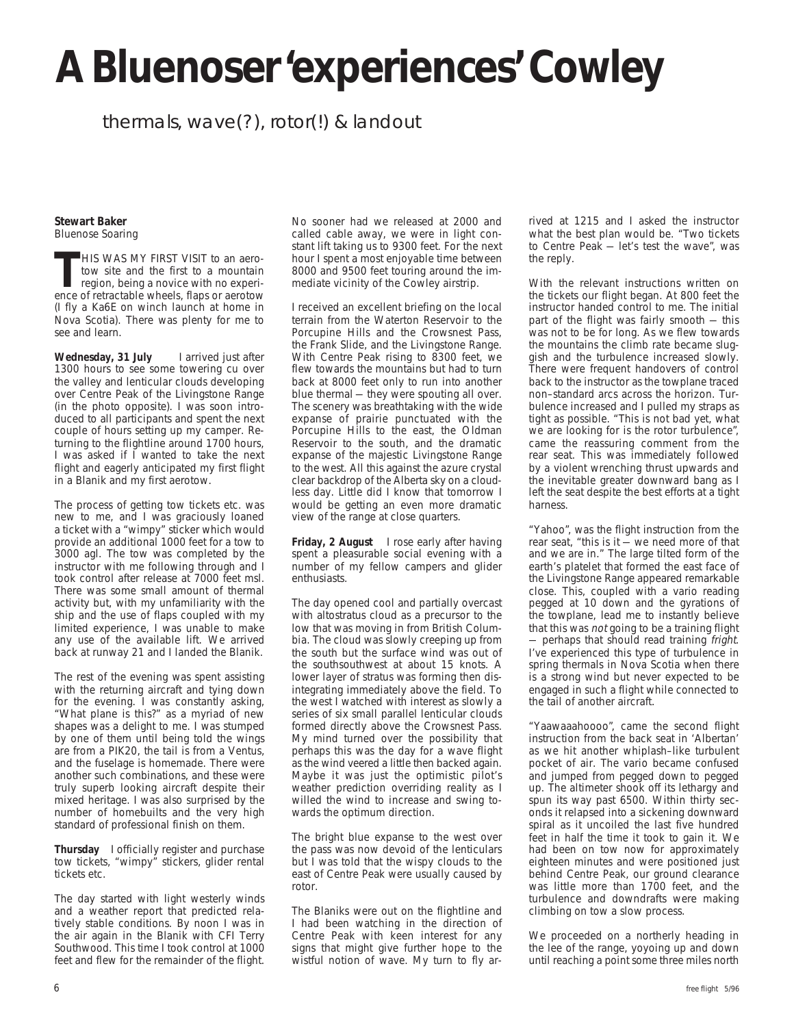# A Bluenoser 'experiences' Cowley

thermals, wave(?), rotor(!) & landout

**Stewart Baker**
Bluenose Soaring

THIS WAS MY FIRST VISIT to an aerotow site and the first to a mountain region, being a novice with no experience of retractable wheels, flaps or aerotow (I fly a Ka6E on winch launch at home in Nova Scotia). There was plenty for me to see and learn.

**Wednesday, 31 July** I arrived just after 1300 hours to see some towering cu over the valley and lenticular clouds developing over Centre Peak of the Livingstone Range (in the photo opposite). I was soon introduced to all participants and spent the next couple of hours setting up my camper. Returning to the flightline around 1700 hours, I was asked if I wanted to take the next flight and eagerly anticipated my first flight in a Blanik and my first aerotow.

The process of getting tow tickets etc. was new to me, and I was graciously loaned a ticket with a "wimpy" sticker which would provide an additional 1000 feet for a tow to 3000 agl. The tow was completed by the instructor with me following through and I took control after release at 7000 feet msl. There was some small amount of thermal activity but, with my unfamiliarity with the ship and the use of flaps coupled with my limited experience, I was unable to make any use of the available lift. We arrived back at runway 21 and I landed the Blanik.

The rest of the evening was spent assisting with the returning aircraft and tying down for the evening. I was constantly asking, "What plane is this?" as a myriad of new shapes was a delight to me. I was stumped by one of them until being told the wings are from a PIK20, the tail is from a Ventus, and the fuselage is homemade. There were another such combinations, and these were truly superb looking aircraft despite their mixed heritage. I was also surprised by the number of homebuilts and the very high standard of professional finish on them.

**Thursday** I officially register and purchase tow tickets, "wimpy" stickers, glider rental tickets etc.

The day started with light westerly winds and a weather report that predicted relatively stable conditions. By noon I was in the air again in the Blanik with CFI Terry Southwood. This time I took control at 1000 feet and flew for the remainder of the flight. No sooner had we released at 2000 and called cable away, we were in light constant lift taking us to 9300 feet. For the next hour I spent a most enjoyable time between 8000 and 9500 feet touring around the immediate vicinity of the Cowley airstrip.

I received an excellent briefing on the local terrain from the Waterton Reservoir to the Porcupine Hills and the Crowsnest Pass, the Frank Slide, and the Livingstone Range. With Centre Peak rising to 8300 feet, we flew towards the mountains but had to turn back at 8000 feet only to run into another blue thermal — they were spouting all over. The scenery was breathtaking with the wide expanse of prairie punctuated with the Porcupine Hills to the east, the Oldman Reservoir to the south, and the dramatic expanse of the majestic Livingstone Range to the west. All this against the azure crystal clear backdrop of the Alberta sky on a cloudless day. Little did I know that tomorrow I would be getting an even more dramatic view of the range at close quarters.

**Friday, 2 August** I rose early after having spent a pleasurable social evening with a number of my fellow campers and glider enthusiasts.

The day opened cool and partially overcast with altostratus cloud as a precursor to the low that was moving in from British Columbia. The cloud was slowly creeping up from the south but the surface wind was out of the southsouthwest at about 15 knots. A lower layer of stratus was forming then disintegrating immediately above the field. To the west I watched with interest as slowly a series of six small parallel lenticular clouds formed directly above the Crowsnest Pass. My mind turned over the possibility that perhaps this was the day for a wave flight as the wind veered a little then backed again. Maybe it was just the optimistic pilot's weather prediction overriding reality as I willed the wind to increase and swing towards the optimum direction.

The bright blue expanse to the west over the pass was now devoid of the lenticulars but I was told that the wispy clouds to the east of Centre Peak were usually caused by rotor.

The Blaniks were out on the flightline and I had been watching in the direction of Centre Peak with keen interest for any signs that might give further hope to the wistful notion of wave. My turn to fly arrived at 1215 and I asked the instructor what the best plan would be. "Two tickets to Centre Peak — let's test the wave", was the reply.

With the relevant instructions written on the tickets our flight began. At 800 feet the instructor handed control to me. The initial part of the flight was fairly smooth — this was not to be for long. As we flew towards the mountains the climb rate became sluggish and the turbulence increased slowly. There were frequent handovers of control back to the instructor as the towplane traced non–standard arcs across the horizon. Turbulence increased and I pulled my straps as tight as possible. "This is not bad yet, what we are looking for is the rotor turbulence", came the reassuring comment from the rear seat. This was immediately followed by a violent wrenching thrust upwards and the inevitable greater downward bang as I left the seat despite the best efforts at a tight harness.

"Yahoo", was the flight instruction from the rear seat, "this is it — we need more of that and we are in." The large tilted form of the earth's platelet that formed the east face of the Livingstone Range appeared remarkable close. This, coupled with a vario reading pegged at 10 down and the gyrations of the towplane, lead me to instantly believe that this was *not* going to be a training flight — perhaps that should read training *fright*. I've experienced this type of turbulence in spring thermals in Nova Scotia when there is a strong wind but never expected to be engaged in such a flight while connected to the tail of another aircraft.

"Yaawaaahoooo", came the second flight instruction from the back seat in 'Albertan' as we hit another whiplash–like turbulent pocket of air. The vario became confused and jumped from pegged down to pegged up. The altimeter shook off its lethargy and spun its way past 6500. Within thirty seconds it relapsed into a sickening downward spiral as it uncoiled the last five hundred feet in half the time it took to gain it. We had been on tow now for approximately eighteen minutes and were positioned just behind Centre Peak, our ground clearance was little more than 1700 feet, and the turbulence and downdrafts were making climbing on tow a slow process.

We proceeded on a northerly heading in the lee of the range, yoyoing up and down until reaching a point some three miles north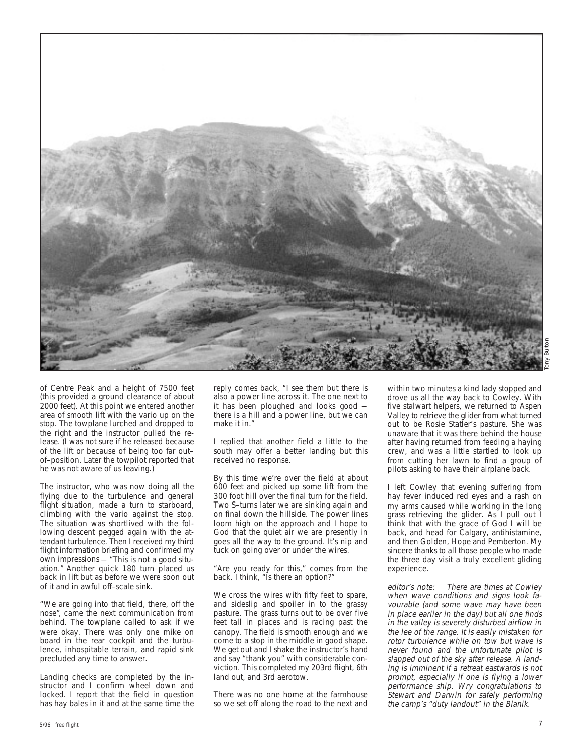of Centre Peak and a height of 7500 feet (this provided a ground clearance of about 2000 feet). At this point we entered another area of smooth lift with the vario up on the stop. The towplane lurched and dropped to the right and the instructor pulled the release. (I was not sure if he released because of the lift or because of being too far out–of–position. Later the towpilot reported that he was not aware of us leaving.)

The instructor, who was now doing all the flying due to the turbulence and general flight situation, made a turn to starboard, climbing with the vario against the stop. The situation was shortlived with the following descent pegged again with the attendant turbulence. Then I received my third flight information briefing and confirmed my own impressions — "This is not a good situation." Another quick 180 turn placed us back in lift but as before we were soon out of it and in awful off–scale sink.

"We are going into that field, there, off the nose", came the next communication from behind. The towplane called to ask if we were okay. There was only one mike on board in the rear cockpit and the turbulence, inhospitable terrain, and rapid sink precluded any time to answer.

Landing checks are completed by the instructor and I confirm wheel down and locked. I report that the field in question has hay bales in it and at the same time the reply comes back, "I see them but there is also a power line across it. The one next to it has been ploughed and looks good — there is a hill and a power line, but we can make it in."

I replied that another field a little to the south may offer a better landing but this received no response.

By this time we're over the field at about 600 feet and picked up some lift from the 300 foot hill over the final turn for the field. Two S–turns later we are sinking again and on final down the hillside. The power lines loom high on the approach and I hope to God that the quiet air we are presently in goes all the way to the ground. It's nip and tuck on going over or under the wires.

"Are you ready for this," comes from the back. I think, "Is there an option?"

We cross the wires with fifty feet to spare, and sideslip and spoiler in to the grassy pasture. The grass turns out to be over five feet tall in places and is racing past the canopy. The field is smooth enough and we come to a stop in the middle in good shape. We get out and I shake the instructor's hand and say "thank you" with considerable conviction. This completed my 203rd flight, 6th land out, and 3rd aerotow.

There was no one home at the farmhouse so we set off along the road to the next and within two minutes a kind lady stopped and drove us all the way back to Cowley. With five stalwart helpers, we returned to Aspen Valley to retrieve the glider from what turned out to be Rosie Statler's pasture. She was unaware that it was there behind the house after having returned from feeding a haying crew, and was a little startled to look up from cutting her lawn to find a group of pilots asking to have their airplane back.

I left Cowley that evening suffering from hay fever induced red eyes and a rash on my arms caused while working in the long grass retrieving the glider. As I pull out I think that with the grace of God I will be back, and head for Calgary, antihistamine, and then Golden, Hope and Pemberton. My sincere thanks to all those people who made the three day visit a truly excellent gliding experience.

*editor's note: There are times at Cowley when wave conditions and signs look favourable (and some wave may have been in place earlier in the day) but all one finds in the valley is severely disturbed airflow in the lee of the range. It is easily mistaken for rotor turbulence while on tow but wave is never found and the unfortunate pilot is slapped out of the sky after release. A landing is imminent if a retreat eastwards is not prompt, especially if one is flying a lower performance ship. Wry congratulations to Stewart and Darwin for safely performing the camp's "duty landout" in the Blanik.*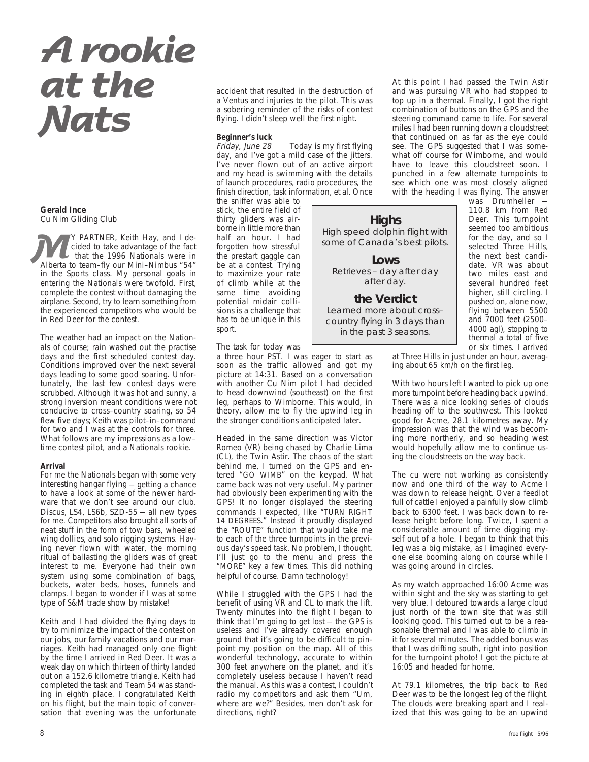# A rookie at the Nats

**Gerald Ince**
Cu Nim Gliding Club

MY PARTNER, Keith Hay, and I decided to take advantage of the fact that the 1996 Nationals were in Alberta to team–fly our Mini–Nimbus "54" in the Sports class. My personal goals in entering the Nationals were twofold. First, complete the contest without damaging the airplane. Second, try to learn something from the experienced competitors who would be in Red Deer for the contest.

The weather had an impact on the Nationals of course; rain washed out the practise days and the first scheduled contest day. Conditions improved over the next several days leading to some good soaring. Unfortunately, the last few contest days were scrubbed. Although it was hot and sunny, a strong inversion meant conditions were not conducive to cross–country soaring, so 54 flew five days; Keith was pilot–in–command for two and I was at the controls for three. What follows are my impressions as a low–time contest pilot, and a Nationals rookie.

**Arrival**

For me the Nationals began with some very interesting hangar flying — getting a chance to have a look at some of the newer hardware that we don't see around our club. Discus, LS4, LS6b, SZD-55 — all new types for me. Competitors also brought all sorts of neat stuff in the form of tow bars, wheeled wing dollies, and solo rigging systems. Having never flown with water, the morning ritual of ballasting the gliders was of great interest to me. Everyone had their own system using some combination of bags, buckets, water beds, hoses, funnels and clamps. I began to wonder if I was at some type of S&M trade show by mistake!

Keith and I had divided the flying days to try to minimize the impact of the contest on our jobs, our family vacations and our marriages. Keith had managed only one flight by the time I arrived in Red Deer. It was a weak day on which thirteen of thirty landed out on a 152.6 kilometre triangle. Keith had completed the task and Team 54 was standing in eighth place. I congratulated Keith on his flight, but the main topic of conversation that evening was the unfortunate accident that resulted in the destruction of a Ventus and injuries to the pilot. This was a sobering reminder of the risks of contest flying. I didn't sleep well the first night.

**Beginner's luck**

*Friday, June 28* Today is my first flying day, and I've got a mild case of the jitters. I've never flown out of an active airport and my head is swimming with the details of launch procedures, radio procedures, the finish direction, task information, et al. Once the sniffer was able to stick, the entire field of thirty gliders was airborne in little more than half an hour. I had forgotten how stressful the prestart gaggle can be at a contest. Trying to maximize your rate of climb while at the same time avoiding potential midair collisions is a challenge that has to be unique in this sport.

> **Highs**
> High speed dolphin flight with some of Canada's best pilots.
>
> **Lows**
> Retrieves – day after day after day.
>
> **the Verdict**
> Learned more about cross–country flying in 3 days than in the past 3 seasons.

The task for today was a three hour PST. I was eager to start as soon as the traffic allowed and got my picture at 14:31. Based on a conversation with another Cu Nim pilot I had decided to head downwind (southeast) on the first leg, perhaps to Wimborne. This would, in theory, allow me to fly the upwind leg in the stronger conditions anticipated later.

Headed in the same direction was Victor Romeo (VR) being chased by Charlie Lima (CL), the Twin Astir. The chaos of the start behind me, I turned on the GPS and entered "GO WIMB" on the keypad. What came back was not very useful. My partner had obviously been experimenting with the GPS! It no longer displayed the steering commands I expected, like "TURN RIGHT 14 DEGREES." Instead it proudly displayed the "ROUTE" function that would take me to each of the three turnpoints in the previous day's speed task. No problem, I thought, I'll just go to the menu and press the "MORE" key a few times. This did nothing helpful of course. Damn technology!

While I struggled with the GPS I had the benefit of using VR and CL to mark the lift. Twenty minutes into the flight I began to think that I'm going to get lost — the GPS is useless and I've already covered enough ground that it's going to be difficult to pinpoint my position on the map. All of this wonderful technology, accurate to within 300 feet anywhere on the planet, and it's completely useless because I haven't read the manual. As this was a contest, I couldn't radio my competitors and ask them "Um, where are we?" Besides, men don't ask for directions, right?

At this point I had passed the Twin Astir and was pursuing VR who had stopped to top up in a thermal. Finally, I got the right combination of buttons on the GPS and the steering command came to life. For several miles I had been running down a cloudstreet that continued on as far as the eye could see. The GPS suggested that I was somewhat off course for Wimborne, and would have to leave this cloudstreet soon. I punched in a few alternate turnpoints to see which one was most closely aligned with the heading I was flying. The answer was Drumheller — 110.8 km from Red Deer. This turnpoint seemed too ambitious for the day, and so I selected Three Hills, the next best candidate. VR was about two miles east and several hundred feet higher, still circling. I pushed on, alone now, flying between 5500 and 7000 feet (2500–4000 agl), stopping to thermal a total of five or six times. I arrived at Three Hills in just under an hour, averaging about 65 km/h on the first leg.

With two hours left I wanted to pick up one more turnpoint before heading back upwind. There was a nice looking series of clouds heading off to the southwest. This looked good for Acme, 28.1 kilometres away. My impression was that the wind was becoming more northerly, and so heading west would hopefully allow me to continue using the cloudstreets on the way back.

The cu were not working as consistently now and one third of the way to Acme I was down to release height. Over a feedlot full of cattle I enjoyed a painfully slow climb back to 6300 feet. I was back down to release height before long. Twice, I spent a considerable amount of time digging myself out of a hole. I began to think that this leg was a big mistake, as I imagined everyone else booming along on course while I was going around in circles.

As my watch approached 16:00 Acme was within sight and the sky was starting to get very blue. I detoured towards a large cloud just north of the town site that was still looking good. This turned out to be a reasonable thermal and I was able to climb in it for several minutes. The added bonus was that I was drifting south, right into position for the turnpoint photo! I got the picture at 16:05 and headed for home.

At 79.1 kilometres, the trip back to Red Deer was to be the longest leg of the flight. The clouds were breaking apart and I realized that this was going to be an upwind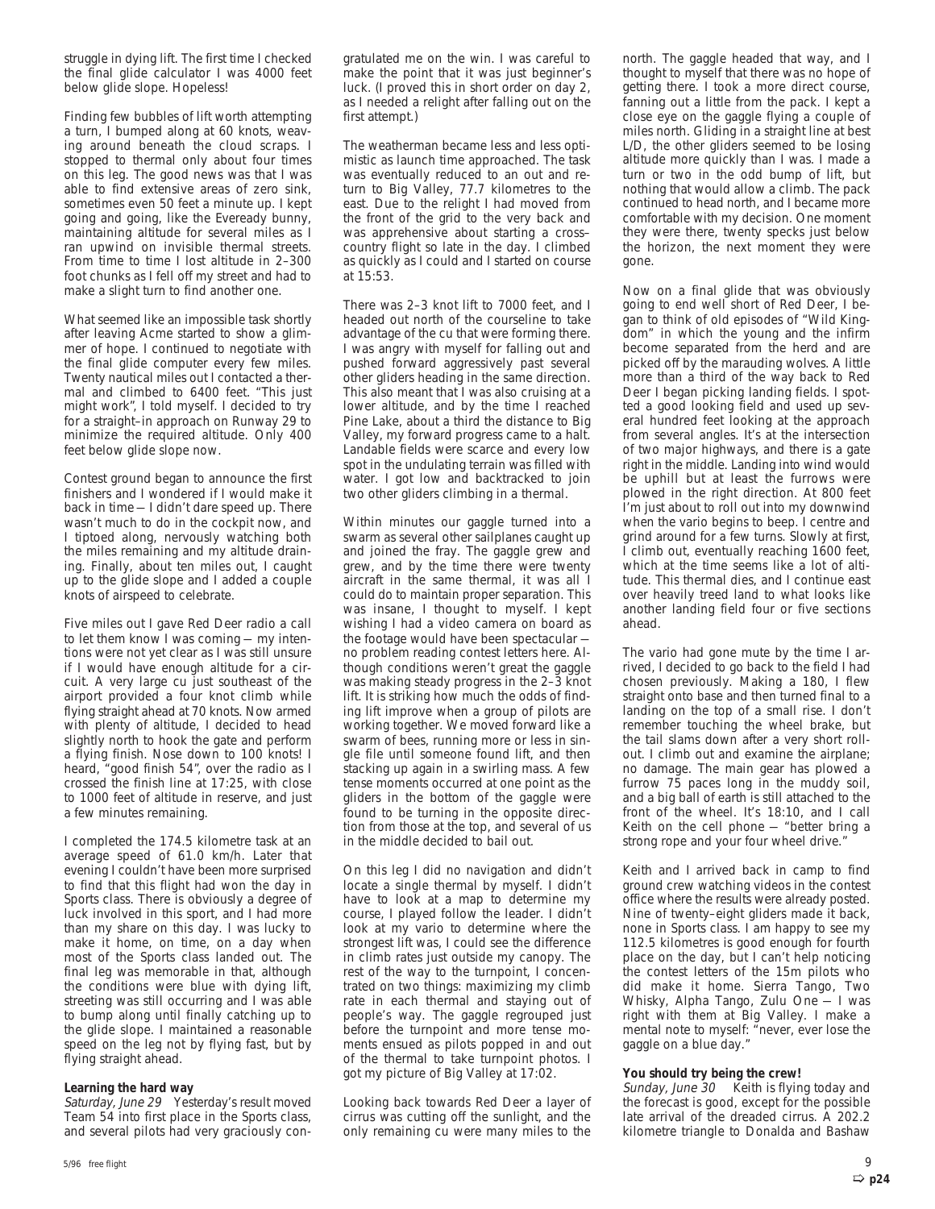struggle in dying lift. The first time I checked the final glide calculator I was 4000 feet below glide slope. Hopeless!

Finding few bubbles of lift worth attempting a turn, I bumped along at 60 knots, weaving around beneath the cloud scraps. I stopped to thermal only about four times on this leg. The good news was that I was able to find extensive areas of zero sink, sometimes even 50 feet a minute up. I kept going and going, like the Eveready bunny, maintaining altitude for several miles as I ran upwind on invisible thermal streets. From time to time I lost altitude in 2–300 foot chunks as I fell off my street and had to make a slight turn to find another one.

What seemed like an impossible task shortly after leaving Acme started to show a glimmer of hope. I continued to negotiate with the final glide computer every few miles. Twenty nautical miles out I contacted a thermal and climbed to 6400 feet. "This just might work", I told myself. I decided to try for a straight–in approach on Runway 29 to minimize the required altitude. Only 400 feet below glide slope now.

Contest ground began to announce the first finishers and I wondered if I would make it back in time — I didn't dare speed up. There wasn't much to do in the cockpit now, and I tiptoed along, nervously watching both the miles remaining and my altitude draining. Finally, about ten miles out, I caught up to the glide slope and I added a couple knots of airspeed to celebrate.

Five miles out I gave Red Deer radio a call to let them know I was coming — my intentions were not yet clear as I was still unsure if I would have enough altitude for a circuit. A very large cu just southeast of the airport provided a four knot climb while flying straight ahead at 70 knots. Now armed with plenty of altitude, I decided to head slightly north to hook the gate and perform a flying finish. Nose down to 100 knots! I heard, "good finish 54", over the radio as I crossed the finish line at 17:25, with close to 1000 feet of altitude in reserve, and just a few minutes remaining.

I completed the 174.5 kilometre task at an average speed of 61.0 km/h. Later that evening I couldn't have been more surprised to find that this flight had won the day in Sports class. There is obviously a degree of luck involved in this sport, and I had more than my share on this day. I was lucky to make it home, on time, on a day when most of the Sports class landed out. The final leg was memorable in that, although the conditions were blue with dying lift, streeting was still occurring and I was able to bump along until finally catching up to the glide slope. I maintained a reasonable speed on the leg not by flying fast, but by flying straight ahead.

**Learning the hard way**

*Saturday, June 29* Yesterday's result moved Team 54 into first place in the Sports class, and several pilots had very graciously congratulated me on the win. I was careful to make the point that it was just beginner's luck. (I proved this in short order on day 2, as I needed a relight after falling out on the first attempt.)

The weatherman became less and less optimistic as launch time approached. The task was eventually reduced to an out and return to Big Valley, 77.7 kilometres to the east. Due to the relight I had moved from the front of the grid to the very back and was apprehensive about starting a cross–country flight so late in the day. I climbed as quickly as I could and I started on course at 15:53.

There was 2–3 knot lift to 7000 feet, and I headed out north of the courseline to take advantage of the cu that were forming there. I was angry with myself for falling out and pushed forward aggressively past several other gliders heading in the same direction. This also meant that I was also cruising at a lower altitude, and by the time I reached Pine Lake, about a third the distance to Big Valley, my forward progress came to a halt. Landable fields were scarce and every low spot in the undulating terrain was filled with water. I got low and backtracked to join two other gliders climbing in a thermal.

Within minutes our gaggle turned into a swarm as several other sailplanes caught up and joined the fray. The gaggle grew and grew, and by the time there were twenty aircraft in the same thermal, it was all I could do to maintain proper separation. This was insane, I thought to myself. I kept wishing I had a video camera on board as the footage would have been spectacular — no problem reading contest letters here. Although conditions weren't great the gaggle was making steady progress in the 2–3 knot lift. It is striking how much the odds of finding lift improve when a group of pilots are working together. We moved forward like a swarm of bees, running more or less in single file until someone found lift, and then stacking up again in a swirling mass. A few tense moments occurred at one point as the gliders in the bottom of the gaggle were found to be turning in the opposite direction from those at the top, and several of us in the middle decided to bail out.

On this leg I did no navigation and didn't locate a single thermal by myself. I didn't have to look at a map to determine my course, I played follow the leader. I didn't look at my vario to determine where the strongest lift was, I could see the difference in climb rates just outside my canopy. The rest of the way to the turnpoint, I concentrated on two things: maximizing my climb rate in each thermal and staying out of people's way. The gaggle regrouped just before the turnpoint and more tense moments ensued as pilots popped in and out of the thermal to take turnpoint photos. I got my picture of Big Valley at 17:02.

Looking back towards Red Deer a layer of cirrus was cutting off the sunlight, and the only remaining cu were many miles to the north. The gaggle headed that way, and I thought to myself that there was no hope of getting there. I took a more direct course, fanning out a little from the pack. I kept a close eye on the gaggle flying a couple of miles north. Gliding in a straight line at best L/D, the other gliders seemed to be losing altitude more quickly than I was. I made a turn or two in the odd bump of lift, but nothing that would allow a climb. The pack continued to head north, and I became more comfortable with my decision. One moment they were there, twenty specks just below the horizon, the next moment they were gone.

Now on a final glide that was obviously going to end well short of Red Deer, I began to think of old episodes of "Wild Kingdom" in which the young and the infirm become separated from the herd and are picked off by the marauding wolves. A little more than a third of the way back to Red Deer I began picking landing fields. I spotted a good looking field and used up several hundred feet looking at the approach from several angles. It's at the intersection of two major highways, and there is a gate right in the middle. Landing into wind would be uphill but at least the furrows were plowed in the right direction. At 800 feet I'm just about to roll out into my downwind when the vario begins to beep. I centre and grind around for a few turns. Slowly at first, I climb out, eventually reaching 1600 feet, which at the time seems like a lot of altitude. This thermal dies, and I continue east over heavily treed land to what looks like another landing field four or five sections ahead.

The vario had gone mute by the time I arrived, I decided to go back to the field I had chosen previously. Making a 180, I flew straight onto base and then turned final to a landing on the top of a small rise. I don't remember touching the wheel brake, but the tail slams down after a very short rollout. I climb out and examine the airplane; no damage. The main gear has plowed a furrow 75 paces long in the muddy soil, and a big ball of earth is still attached to the front of the wheel. It's 18:10, and I call Keith on the cell phone — "better bring a strong rope and your four wheel drive."

Keith and I arrived back in camp to find ground crew watching videos in the contest office where the results were already posted. Nine of twenty–eight gliders made it back, none in Sports class. I am happy to see my 112.5 kilometres is good enough for fourth place on the day, but I can't help noticing the contest letters of the 15m pilots who did make it home. Sierra Tango, Two Whisky, Alpha Tango, Zulu One — I was right with them at Big Valley. I make a mental note to myself: "never, ever lose the gaggle on a blue day."

**You should try being the crew!**

*Sunday, June 30* Keith is flying today and the forecast is good, except for the possible late arrival of the dreaded cirrus. A 202.2 kilometre triangle to Donalda and Bashaw

⇨ **p24**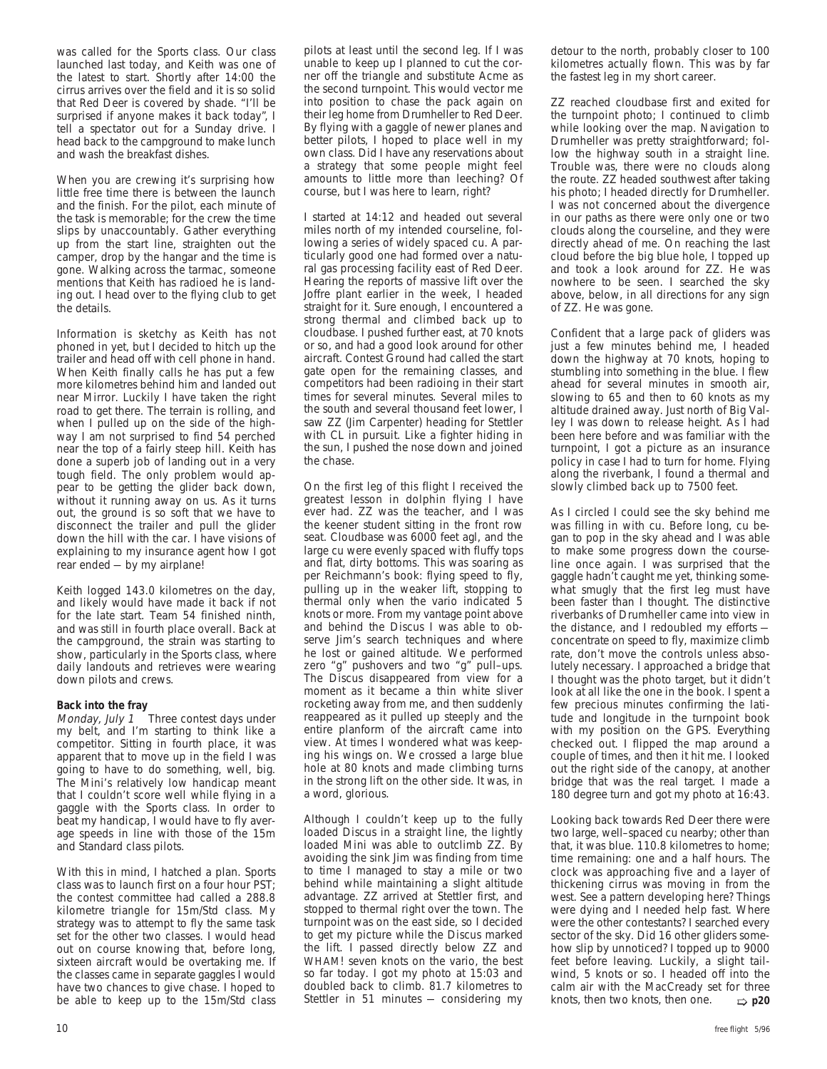was called for the Sports class. Our class launched last today, and Keith was one of the latest to start. Shortly after 14:00 the cirrus arrives over the field and it is so solid that Red Deer is covered by shade. "I'll be surprised if anyone makes it back today", I tell a spectator out for a Sunday drive. I head back to the campground to make lunch and wash the breakfast dishes.

When you are crewing it's surprising how little free time there is between the launch and the finish. For the pilot, each minute of the task is memorable; for the crew the time slips by unaccountably. Gather everything up from the start line, straighten out the camper, drop by the hangar and the time is gone. Walking across the tarmac, someone mentions that Keith has radioed he is landing out. I head over to the flying club to get the details.

Information is sketchy as Keith has not phoned in yet, but I decided to hitch up the trailer and head off with cell phone in hand. When Keith finally calls he has put a few more kilometres behind him and landed out near Mirror. Luckily I have taken the right road to get there. The terrain is rolling, and when I pulled up on the side of the highway I am not surprised to find 54 perched near the top of a fairly steep hill. Keith has done a superb job of landing out in a very tough field. The only problem would appear to be getting the glider back down, without it running away on us. As it turns out, the ground is so soft that we have to disconnect the trailer and pull the glider down the hill with the car. I have visions of explaining to my insurance agent how I got rear ended — by my airplane!

Keith logged 143.0 kilometres on the day, and likely would have made it back if not for the late start. Team 54 finished ninth, and was still in fourth place overall. Back at the campground, the strain was starting to show, particularly in the Sports class, where daily landouts and retrieves were wearing down pilots and crews.

**Back into the fray**

*Monday, July 1* Three contest days under my belt, and I'm starting to think like a competitor. Sitting in fourth place, it was apparent that to move up in the field I was going to have to do something, well, big. The Mini's relatively low handicap meant that I couldn't score well while flying in a gaggle with the Sports class. In order to beat my handicap, I would have to fly average speeds in line with those of the 15m and Standard class pilots.

With this in mind, I hatched a plan. Sports class was to launch first on a four hour PST; the contest committee had called a 288.8 kilometre triangle for 15m/Std class. My strategy was to attempt to fly the same task set for the other two classes. I would head out on course knowing that, before long, sixteen aircraft would be overtaking me. If the classes came in separate gaggles I would have two chances to give chase. I hoped to be able to keep up to the 15m/Std class pilots at least until the second leg. If I was unable to keep up I planned to cut the corner off the triangle and substitute Acme as the second turnpoint. This would vector me into position to chase the pack again on their leg home from Drumheller to Red Deer. By flying with a gaggle of newer planes and better pilots, I hoped to place well in my own class. Did I have any reservations about a strategy that some people might feel amounts to little more than leeching? Of course, but I was here to learn, right?

I started at 14:12 and headed out several miles north of my intended courseline, following a series of widely spaced cu. A particularly good one had formed over a natural gas processing facility east of Red Deer. Hearing the reports of massive lift over the Joffre plant earlier in the week, I headed straight for it. Sure enough, I encountered a strong thermal and climbed back up to cloudbase. I pushed further east, at 70 knots or so, and had a good look around for other aircraft. Contest Ground had called the start gate open for the remaining classes, and competitors had been radioing in their start times for several minutes. Several miles to the south and several thousand feet lower, I saw ZZ (Jim Carpenter) heading for Stettler with CL in pursuit. Like a fighter hiding in the sun, I pushed the nose down and joined the chase.

On the first leg of this flight I received the greatest lesson in dolphin flying I have ever had. ZZ was the teacher, and I was the keener student sitting in the front row seat. Cloudbase was 6000 feet agl, and the large cu were evenly spaced with fluffy tops and flat, dirty bottoms. This was soaring as per Reichmann's book: flying speed to fly, pulling up in the weaker lift, stopping to thermal only when the vario indicated 5 knots or more. From my vantage point above and behind the Discus I was able to observe Jim's search techniques and where he lost or gained altitude. We performed zero "g" pushovers and two "g" pull–ups. The Discus disappeared from view for a moment as it became a thin white sliver rocketing away from me, and then suddenly reappeared as it pulled up steeply and the entire planform of the aircraft came into view. At times I wondered what was keeping his wings on. We crossed a large blue hole at 80 knots and made climbing turns in the strong lift on the other side. It was, in a word, glorious.

Although I couldn't keep up to the fully loaded Discus in a straight line, the lightly loaded Mini was able to outclimb ZZ. By avoiding the sink Jim was finding from time to time I managed to stay a mile or two behind while maintaining a slight altitude advantage. ZZ arrived at Stettler first, and stopped to thermal right over the town. The turnpoint was on the east side, so I decided to get my picture while the Discus marked the lift. I passed directly below ZZ and WHAM! seven knots on the vario, the best so far today. I got my photo at 15:03 and doubled back to climb. 81.7 kilometres to Stettler in 51 minutes — considering my detour to the north, probably closer to 100 kilometres actually flown. This was by far the fastest leg in my short career.

ZZ reached cloudbase first and exited for the turnpoint photo; I continued to climb while looking over the map. Navigation to Drumheller was pretty straightforward; follow the highway south in a straight line. Trouble was, there were no clouds along the route. ZZ headed southwest after taking his photo; I headed directly for Drumheller. I was not concerned about the divergence in our paths as there were only one or two clouds along the courseline, and they were directly ahead of me. On reaching the last cloud before the big blue hole, I topped up and took a look around for ZZ. He was nowhere to be seen. I searched the sky above, below, in all directions for any sign of ZZ. He was gone.

Confident that a large pack of gliders was just a few minutes behind me, I headed down the highway at 70 knots, hoping to stumbling into something in the blue. I flew ahead for several minutes in smooth air, slowing to 65 and then to 60 knots as my altitude drained away. Just north of Big Valley I was down to release height. As I had been here before and was familiar with the turnpoint, I got a picture as an insurance policy in case I had to turn for home. Flying along the riverbank, I found a thermal and slowly climbed back up to 7500 feet.

As I circled I could see the sky behind me was filling in with cu. Before long, cu began to pop in the sky ahead and I was able to make some progress down the courseline once again. I was surprised that the gaggle hadn't caught me yet, thinking somewhat smugly that the first leg must have been faster than I thought. The distinctive riverbanks of Drumheller came into view in the distance, and I redoubled my efforts — concentrate on speed to fly, maximize climb rate, don't move the controls unless absolutely necessary. I approached a bridge that I thought was the photo target, but it didn't look at all like the one in the book. I spent a few precious minutes confirming the latitude and longitude in the turnpoint book with my position on the GPS. Everything checked out. I flipped the map around a couple of times, and then it hit me. I looked out the right side of the canopy, at another bridge that was the real target. I made a 180 degree turn and got my photo at 16:43.

Looking back towards Red Deer there were two large, well–spaced cu nearby; other than that, it was blue. 110.8 kilometres to home; time remaining: one and a half hours. The clock was approaching five and a layer of thickening cirrus was moving in from the west. See a pattern developing here? Things were dying and I needed help fast. Where were the other contestants? I searched every sector of the sky. Did 16 other gliders somehow slip by unnoticed? I topped up to 9000 feet before leaving. Luckily, a slight tailwind, 5 knots or so. I headed off into the calm air with the MacCready set for three knots, then two knots, then one. ⇨ **p20**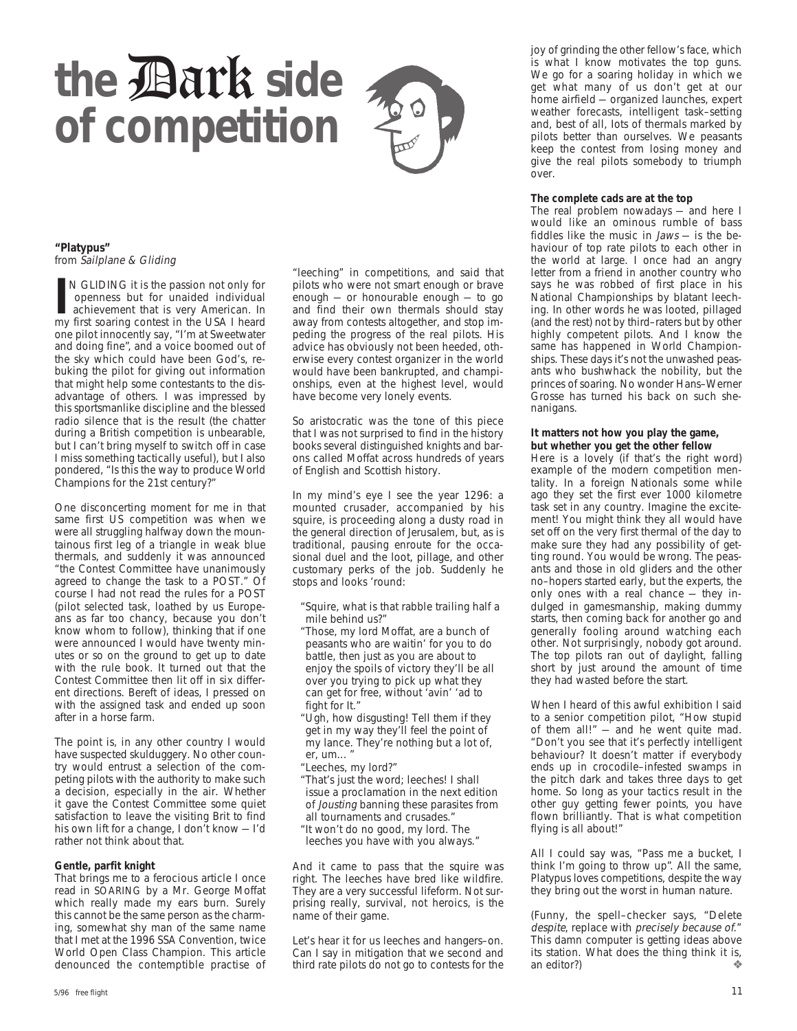# the Dark side of competition

**"Platypus"**
from *Sailplane & Gliding*

IN GLIDING it is the passion not only for openness but for unaided individual achievement that is very American. In my first soaring contest in the USA I heard one pilot innocently say, "I'm at Sweetwater and doing fine", and a voice boomed out of the sky which could have been God's, rebuking the pilot for giving out information that might help some contestants to the disadvantage of others. I was impressed by this sportsmanlike discipline and the blessed radio silence that is the result (the chatter during a British competition is unbearable, but I can't bring myself to switch off in case I miss something tactically useful), but I also pondered, "Is this the way to produce World Champions for the 21st century?"

One disconcerting moment for me in that same first US competition was when we were all struggling halfway down the mountainous first leg of a triangle in weak blue thermals, and suddenly it was announced "the Contest Committee have unanimously agreed to change the task to a POST." Of course I had not read the rules for a POST (pilot selected task, loathed by us Europeans as far too chancy, because you don't know whom to follow), thinking that if one were announced I would have twenty minutes or so on the ground to get up to date with the rule book. It turned out that the Contest Committee then lit off in six different directions. Bereft of ideas, I pressed on with the assigned task and ended up soon after in a horse farm.

The point is, in any other country I would have suspected skulduggery. No other country would entrust a selection of the competing pilots with the authority to make such a decision, especially in the air. Whether it gave the Contest Committee some quiet satisfaction to leave the visiting Brit to find his own lift for a change, I don't know — I'd rather not think about that.

**Gentle, parfit knight**

That brings me to a ferocious article I once read in SOARING by a Mr. George Moffat which really made my ears burn. Surely this cannot be the same person as the charming, somewhat shy man of the same name that I met at the 1996 SSA Convention, twice World Open Class Champion. This article denounced the contemptible practise of "leeching" in competitions, and said that pilots who were not smart enough or brave enough — or honourable enough — to go and find their own thermals should stay away from contests altogether, and stop impeding the progress of the real pilots. His advice has obviously not been heeded, otherwise every contest organizer in the world would have been bankrupted, and championships, even at the highest level, would have become very lonely events.

So aristocratic was the tone of this piece that I was not surprised to find in the history books several distinguished knights and barons called Moffat across hundreds of years of English and Scottish history.

In my mind's eye I see the year 1296: a mounted crusader, accompanied by his squire, is proceeding along a dusty road in the general direction of Jerusalem, but, as is traditional, pausing enroute for the occasional duel and the loot, pillage, and other customary perks of the job. Suddenly he stops and looks 'round:

"Squire, what is that rabble trailing half a mile behind us?"
"Those, my lord Moffat, are a bunch of peasants who are waitin' for you to do battle, then just as you are about to enjoy the spoils of victory they'll be all over you trying to pick up what they can get for free, without 'avin' 'ad to fight for It."
"Ugh, how disgusting! Tell them if they get in my way they'll feel the point of my lance. They're nothing but a lot of, er, um… "
"Leeches, my lord?"
"That's just the word; leeches! I shall issue a proclamation in the next edition of *Jousting* banning these parasites from all tournaments and crusades."
"It won't do no good, my lord. The leeches you have with you always."

And it came to pass that the squire was right. The leeches have bred like wildfire. They are a very successful lifeform. Not surprising really, survival, not heroics, is the name of their game.

Let's hear it for us leeches and hangers–on. Can I say in mitigation that we second and third rate pilots do not go to contests for the joy of grinding the other fellow's face, which is what I know motivates the top guns. We go for a soaring holiday in which we get what many of us don't get at our home airfield — organized launches, expert weather forecasts, intelligent task–setting and, best of all, lots of thermals marked by pilots better than ourselves. We peasants keep the contest from losing money and give the real pilots somebody to triumph over.

**The complete cads are at the top**

The real problem nowadays — and here I would like an ominous rumble of bass fiddles like the music in *Jaws* — is the behaviour of top rate pilots to each other in the world at large. I once had an angry letter from a friend in another country who says he was robbed of first place in his National Championships by blatant leeching. In other words he was looted, pillaged (and the rest) not by third–raters but by other highly competent pilots. And I know the same has happened in World Championships. These days it's not the unwashed peasants who bushwhack the nobility, but the princes of soaring. No wonder Hans–Werner Grosse has turned his back on such shenanigans.

**It matters not how you play the game, but whether you get the other fellow**

Here is a lovely (if that's the right word) example of the modern competition mentality. In a foreign Nationals some while ago they set the first ever 1000 kilometre task set in any country. Imagine the excitement! You might think they all would have set off on the very first thermal of the day to make sure they had any possibility of getting round. You would be wrong. The peasants and those in old gliders and the other no–hopers started early, but the experts, the only ones with a real chance — they indulged in gamesmanship, making dummy starts, then coming back for another go and generally fooling around watching each other. Not surprisingly, nobody got around. The top pilots ran out of daylight, falling short by just around the amount of time they had wasted before the start.

When I heard of this awful exhibition I said to a senior competition pilot, "How stupid of them all!" — and he went quite mad. "Don't you see that it's perfectly intelligent behaviour? It doesn't matter if everybody ends up in crocodile–infested swamps in the pitch dark and takes three days to get home. So long as your tactics result in the other guy getting fewer points, you have flown brilliantly. That is what competition flying is all about!"

All I could say was, "Pass me a bucket, I think I'm going to throw up". All the same, Platypus loves competitions, despite the way they bring out the worst in human nature.

(Funny, the spell–checker says, "Delete *despite*, replace with *precisely because of*." This damn computer is getting ideas above its station. What does the thing think it is, an editor?) ❖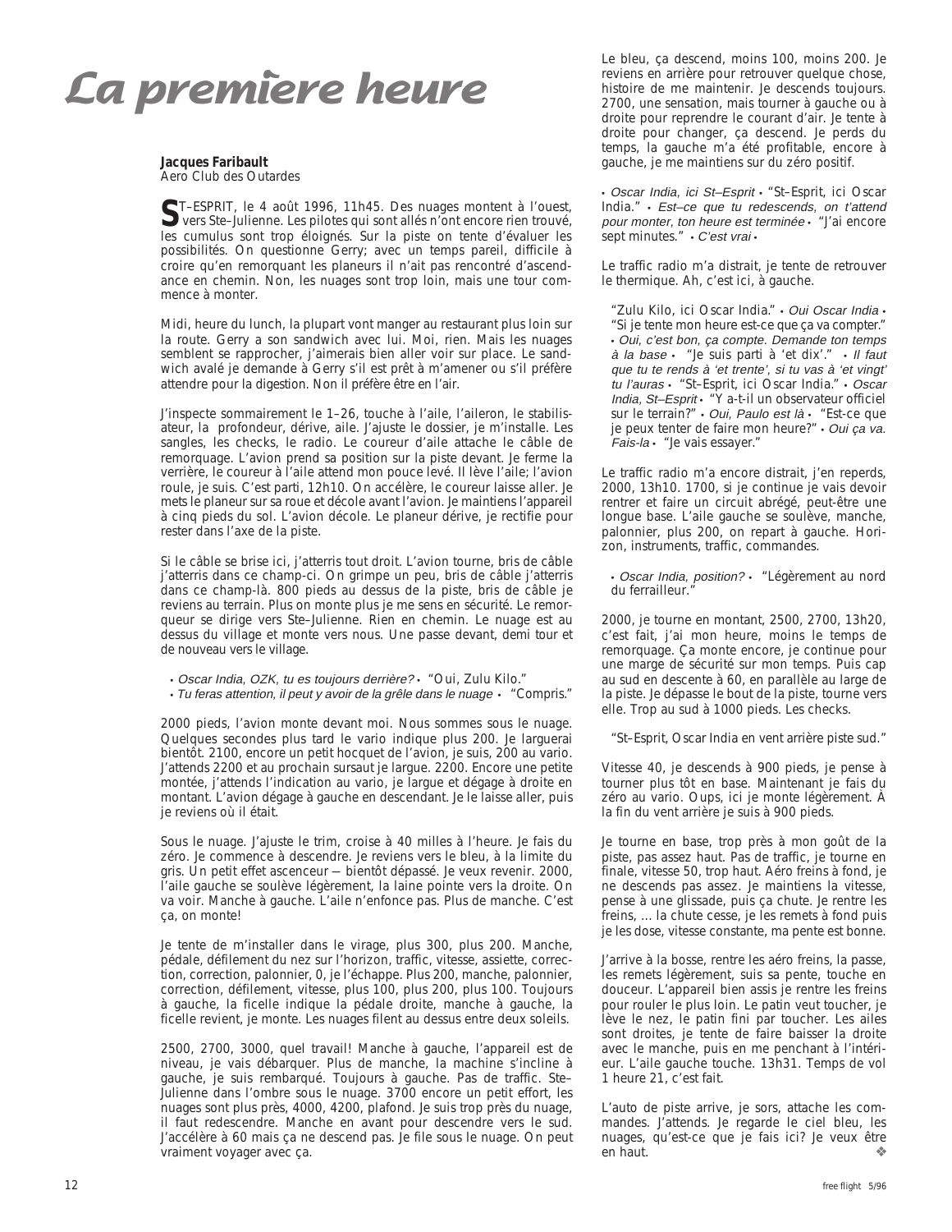# La première heure

**Jacques Faribault**
Aero Club des Outardes

ST–ESPRIT, le 4 août 1996, 11h45. Des nuages montent à l'ouest, vers Ste–Julienne. Les pilotes qui sont allés n'ont encore rien trouvé, les cumulus sont trop éloignés. Sur la piste on tente d'évaluer les possibilités. On questionne Gerry; avec un temps pareil, difficile à croire qu'en remorquant les planeurs il n'ait pas rencontré d'ascendance en chemin. Non, les nuages sont trop loin, mais une tour commence à monter.

Midi, heure du lunch, la plupart vont manger au restaurant plus loin sur la route. Gerry a son sandwich avec lui. Moi, rien. Mais les nuages semblent se rapprocher, j'aimerais bien aller voir sur place. Le sandwich avalé je demande à Gerry s'il est prêt à m'amener ou s'il préfère attendre pour la digestion. Non il préfère être en l'air.

J'inspecte sommairement le 1–26, touche à l'aile, l'aileron, le stabilisateur, la profondeur, dérive, aile. J'ajuste le dossier, je m'installe. Les sangles, les checks, le radio. Le coureur d'aile attache le câble de remorquage. L'avion prend sa position sur la piste devant. Je ferme la verrière, le coureur à l'aile attend mon pouce levé. Il lève l'aile; l'avion roule, je suis. C'est parti, 12h10. On accélère, le coureur laisse aller. Je mets le planeur sur sa roue et décole avant l'avion. Je maintiens l'appareil à cinq pieds du sol. L'avion décole. Le planeur dérive, je rectifie pour rester dans l'axe de la piste.

Si le câble se brise ici, j'atterris tout droit. L'avion tourne, bris de câble j'atterris dans ce champ-ci. On grimpe un peu, bris de câble j'atterris dans ce champ-là. 800 pieds au dessus de la piste, bris de câble je reviens au terrain. Plus on monte plus je me sens en sécurité. Le remorqueur se dirige vers Ste–Julienne. Rien en chemin. Le nuage est au dessus du village et monte vers nous. Une passe devant, demi tour et de nouveau vers le village.

• *Oscar India, OZK, tu es toujours derrière?* • "Oui, Zulu Kilo."
• *Tu feras attention, il peut y avoir de la grêle dans le nuage* • "Compris."

2000 pieds, l'avion monte devant moi. Nous sommes sous le nuage. Quelques secondes plus tard le vario indique plus 200. Je larguerai bientôt. 2100, encore un petit hocquet de l'avion, je suis, 200 au vario. J'attends 2200 et au prochain sursaut je largue. 2200. Encore une petite montée, j'attends l'indication au vario, je largue et dégage à droite en montant. L'avion dégage à gauche en descendant. Je le laisse aller, puis je reviens où il était.

Sous le nuage. J'ajuste le trim, croise à 40 milles à l'heure. Je fais du zéro. Je commence à descendre. Je reviens vers le bleu, à la limite du gris. Un petit effet ascenceur — bientôt dépassé. Je veux revenir. 2000, l'aile gauche se soulève légèrement, la laine pointe vers la droite. On va voir. Manche à gauche. L'aile n'enfonce pas. Plus de manche. C'est ça, on monte!

Je tente de m'installer dans le virage, plus 300, plus 200. Manche, pédale, défilement du nez sur l'horizon, traffic, vitesse, assiette, correction, correction, palonnier, 0, je l'échappe. Plus 200, manche, palonnier, correction, défilement, vitesse, plus 100, plus 200, plus 100. Toujours à gauche, la ficelle indique la pédale droite, manche à gauche, la ficelle revient, je monte. Les nuages filent au dessus entre deux soleils.

2500, 2700, 3000, quel travail! Manche à gauche, l'appareil est de niveau, je vais débarquer. Plus de manche, la machine s'incline à gauche, je suis rembarqué. Toujours à gauche. Pas de traffic. Ste–Julienne dans l'ombre sous le nuage. 3700 encore un petit effort, les nuages sont plus près, 4000, 4200, plafond. Je suis trop près du nuage, il faut redescendre. Manche en avant pour descendre vers le sud. J'accélère à 60 mais ça ne descend pas. Je file sous le nuage. On peut vraiment voyager avec ça.

Le bleu, ça descend, moins 100, moins 200. Je reviens en arrière pour retrouver quelque chose, histoire de me maintenir. Je descends toujours. 2700, une sensation, mais tourner à gauche ou à droite pour reprendre le courant d'air. Je tente à droite pour changer, ça descend. Je perds du temps, la gauche m'a été profitable, encore à gauche, je me maintiens sur du zéro positif.

• *Oscar India, ici St–Esprit* • "St–Esprit, ici Oscar India." • *Est–ce que tu redescends, on t'attend pour monter, ton heure est terminée* • "J'ai encore sept minutes." • *C'est vrai* •

Le traffic radio m'a distrait, je tente de retrouver le thermique. Ah, c'est ici, à gauche.

"Zulu Kilo, ici Oscar India." • *Oui Oscar India* • "Si je tente mon heure est-ce que ça va compter." • *Oui, c'est bon, ça compte. Demande ton temps à la base* • "Je suis parti à 'et dix'." • *Il faut que tu te rends à 'et trente', si tu vas à 'et vingt' tu l'auras* • "St–Esprit, ici Oscar India." • *Oscar India, St–Esprit* • "Y a-t-il un observateur officiel sur le terrain?" • *Oui, Paulo est là* • "Est-ce que je peux tenter de faire mon heure?" • *Oui ça va. Fais-la* • "Je vais essayer."

Le traffic radio m'a encore distrait, j'en reperds, 2000, 13h10. 1700, si je continue je vais devoir rentrer et faire un circuit abrégé, peut-être une longue base. L'aile gauche se soulève, manche, palonnier, plus 200, on repart à gauche. Horizon, instruments, traffic, commandes.

• *Oscar India, position?* • "Légèrement au nord du ferrailleur."

2000, je tourne en montant, 2500, 2700, 13h20, c'est fait, j'ai mon heure, moins le temps de remorquage. Ça monte encore, je continue pour une marge de sécurité sur mon temps. Puis cap au sud en descente à 60, en parallèle au large de la piste. Je dépasse le bout de la piste, tourne vers elle. Trop au sud à 1000 pieds. Les checks.

"St–Esprit, Oscar India en vent arrière piste sud."

Vitesse 40, je descends à 900 pieds, je pense à tourner plus tôt en base. Maintenant je fais du zéro au vario. Oups, ici je monte légèrement. À la fin du vent arrière je suis à 900 pieds.

Je tourne en base, trop près à mon goût de la piste, pas assez haut. Pas de traffic, je tourne en finale, vitesse 50, trop haut. Aéro freins à fond, je ne descends pas assez. Je maintiens la vitesse, pense à une glissade, puis ça chute. Je rentre les freins, … la chute cesse, je les remets à fond puis je les dose, vitesse constante, ma pente est bonne.

J'arrive à la bosse, rentre les aéro freins, la passe, les remets légèrement, suis sa pente, touche en douceur. L'appareil bien assis je rentre les freins pour rouler le plus loin. Le patin veut toucher, je lève le nez, le patin fini par toucher. Les ailes sont droites, je tente de faire baisser la droite avec le manche, puis en me penchant à l'intérieur. L'aile gauche touche. 13h31. Temps de vol 1 heure 21, c'est fait.

L'auto de piste arrive, je sors, attache les commandes. J'attends. Je regarde le ciel bleu, les nuages, qu'est-ce que je fais ici? Je veux être en haut. ❖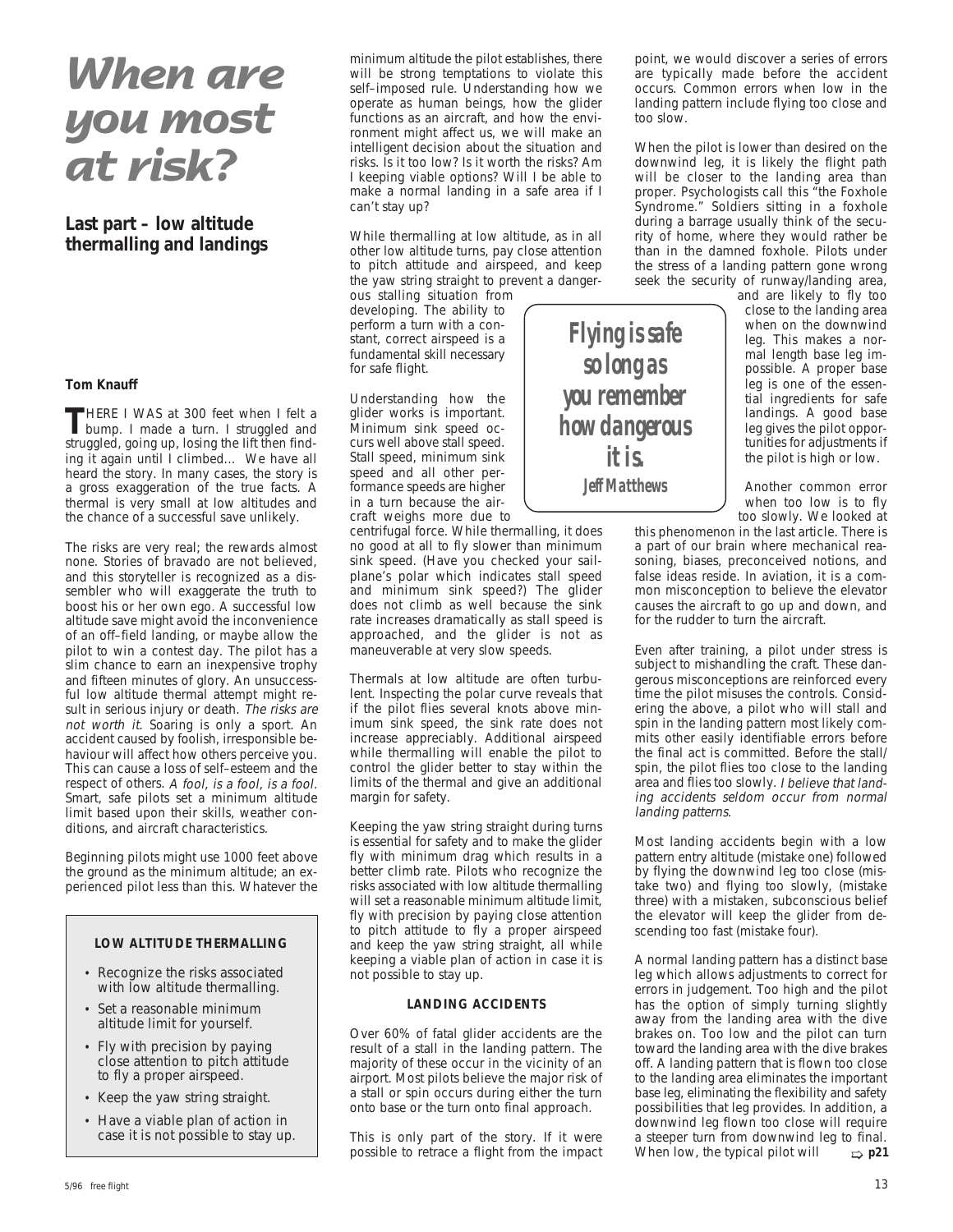# When are you most at risk?

## Last part – low altitude thermalling and landings

**Tom Knauff**

THERE I WAS at 300 feet when I felt a bump. I made a turn. I struggled and struggled, going up, losing the lift then finding it again until I climbed… We have all heard the story. In many cases, the story is a gross exaggeration of the true facts. A thermal is very small at low altitudes and the chance of a successful save unlikely.

The risks are very real; the rewards almost none. Stories of bravado are not believed, and this storyteller is recognized as a dissembler who will exaggerate the truth to boost his or her own ego. A successful low altitude save might avoid the inconvenience of an off–field landing, or maybe allow the pilot to win a contest day. The pilot has a slim chance to earn an inexpensive trophy and fifteen minutes of glory. An unsuccessful low altitude thermal attempt might result in serious injury or death. *The risks are not worth it.* Soaring is only a sport. An accident caused by foolish, irresponsible behaviour will affect how others perceive you. This can cause a loss of self–esteem and the respect of others. *A fool, is a fool, is a fool.* Smart, safe pilots set a minimum altitude limit based upon their skills, weather conditions, and aircraft characteristics.

Beginning pilots might use 1000 feet above the ground as the minimum altitude; an experienced pilot less than this. Whatever the minimum altitude the pilot establishes, there will be strong temptations to violate this self–imposed rule. Understanding how we operate as human beings, how the glider functions as an aircraft, and how the environment might affect us, we will make an intelligent decision about the situation and risks. Is it too low? Is it worth the risks? Am I keeping viable options? Will I be able to make a normal landing in a safe area if I can't stay up?

While thermalling at low altitude, as in all other low altitude turns, pay close attention to pitch attitude and airspeed, and keep the yaw string straight to prevent a dangerous stalling situation from developing. The ability to perform a turn with a constant, correct airspeed is a fundamental skill necessary for safe flight.

Understanding how the glider works is important. Minimum sink speed occurs well above stall speed. Stall speed, minimum sink speed and all other performance speeds are higher in a turn because the aircraft weighs more due to centrifugal force. While thermalling, it does no good at all to fly slower than minimum sink speed. (Have you checked your sailplane's polar which indicates stall speed and minimum sink speed?) The glider does not climb as well because the sink rate increases dramatically as stall speed is approached, and the glider is not as maneuverable at very slow speeds.

Thermals at low altitude are often turbulent. Inspecting the polar curve reveals that if the pilot flies several knots above minimum sink speed, the sink rate does not increase appreciably. Additional airspeed while thermalling will enable the pilot to control the glider better to stay within the limits of the thermal and give an additional margin for safety.

Keeping the yaw string straight during turns is essential for safety and to make the glider fly with minimum drag which results in a better climb rate. Pilots who recognize the risks associated with low altitude thermalling will set a reasonable minimum altitude limit, fly with precision by paying close attention to pitch attitude to fly a proper airspeed and keep the yaw string straight, all while keeping a viable plan of action in case it is not possible to stay up.

> **LOW ALTITUDE THERMALLING**
>
> - Recognize the risks associated with low altitude thermalling.
> - Set a reasonable minimum altitude limit for yourself.
> - Fly with precision by paying close attention to pitch attitude to fly a proper airspeed.
> - Keep the yaw string straight.
> - Have a viable plan of action in case it is not possible to stay up.

### LANDING ACCIDENTS

Over 60% of fatal glider accidents are the result of a stall in the landing pattern. The majority of these occur in the vicinity of an airport. Most pilots believe the major risk of a stall or spin occurs during either the turn onto base or the turn onto final approach.

This is only part of the story. If it were possible to retrace a flight from the impact point, we would discover a series of errors are typically made before the accident occurs. Common errors when low in the landing pattern include flying too close and too slow.

When the pilot is lower than desired on the downwind leg, it is likely the flight path will be closer to the landing area than proper. Psychologists call this "the Foxhole Syndrome." Soldiers sitting in a foxhole during a barrage usually think of the security of home, where they would rather be than in the damned foxhole. Pilots under the stress of a landing pattern gone wrong seek the security of runway/landing area, and are likely to fly too close to the landing area when on the downwind leg. This makes a normal length base leg impossible. A proper base leg is one of the essential ingredients for safe landings. A good base leg gives the pilot opportunities for adjustments if the pilot is high or low.

> ***Flying is safe so long as you remember how dangerous it is.***
> ***Jeff Matthews***

Another common error when too low is to fly too slowly. We looked at this phenomenon in the last article. There is a part of our brain where mechanical reasoning, biases, preconceived notions, and false ideas reside. In aviation, it is a common misconception to believe the elevator causes the aircraft to go up and down, and for the rudder to turn the aircraft.

Even after training, a pilot under stress is subject to mishandling the craft. These dangerous misconceptions are reinforced every time the pilot misuses the controls. Considering the above, a pilot who will stall and spin in the landing pattern most likely commits other easily identifiable errors before the final act is committed. Before the stall/spin, the pilot flies too close to the landing area and flies too slowly. *I believe that landing accidents seldom occur from normal landing patterns.*

Most landing accidents begin with a low pattern entry altitude (mistake one) followed by flying the downwind leg too close (mistake two) and flying too slowly, (mistake three) with a mistaken, subconscious belief the elevator will keep the glider from descending too fast (mistake four).

A normal landing pattern has a distinct base leg which allows adjustments to correct for errors in judgement. Too high and the pilot has the option of simply turning slightly away from the landing area with the dive brakes on. Too low and the pilot can turn toward the landing area with the dive brakes off. A landing pattern that is flown too close to the landing area eliminates the important base leg, eliminating the flexibility and safety possibilities that leg provides. In addition, a downwind leg flown too close will require a steeper turn from downwind leg to final. When low, the typical pilot will ⇨ **p21**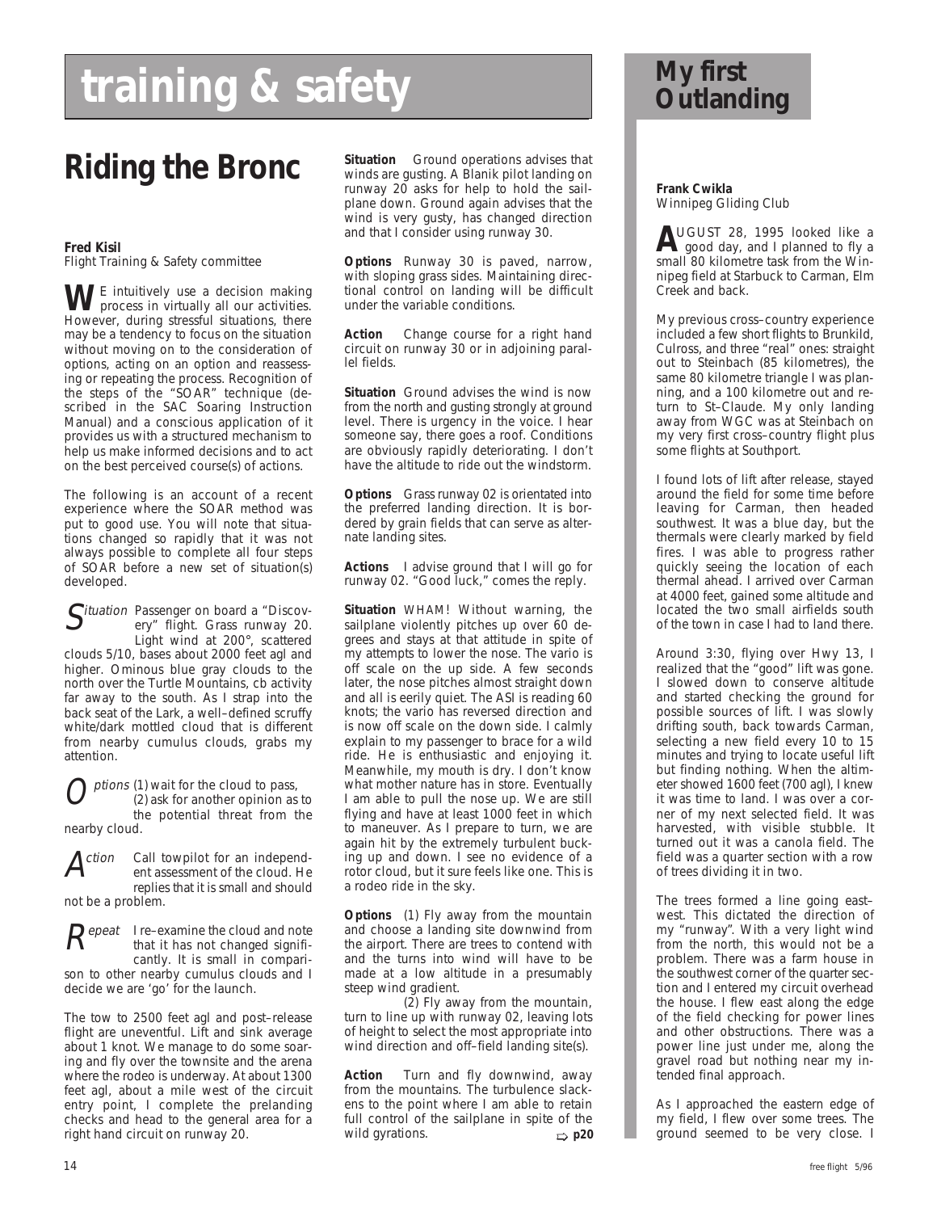# training & safety

## Riding the Bronc

**Fred Kisil**
Flight Training & Safety committee

WE intuitively use a decision making process in virtually all our activities. However, during stressful situations, there may be a tendency to focus on the situation without moving on to the consideration of options, acting on an option and reassessing or repeating the process. Recognition of the steps of the "SOAR" technique (described in the SAC Soaring Instruction Manual) and a conscious application of it provides us with a structured mechanism to help us make informed decisions and to act on the best perceived course(s) of actions.

The following is an account of a recent experience where the SOAR method was put to good use. You will note that situations changed so rapidly that it was not always possible to complete all four steps of SOAR before a new set of situation(s) developed.

*Situation* Passenger on board a "Discovery" flight. Grass runway 20. Light wind at 200°, scattered clouds 5/10, bases about 2000 feet agl and higher. Ominous blue gray clouds to the north over the Turtle Mountains, cb activity far away to the south. As I strap into the back seat of the Lark, a well–defined scruffy white/dark mottled cloud that is different from nearby cumulus clouds, grabs my attention.

*Options* (1) wait for the cloud to pass, (2) ask for another opinion as to the potential threat from the nearby cloud.

*Action* Call towpilot for an independent assessment of the cloud. He replies that it is small and should not be a problem.

*Repeat* I re–examine the cloud and note that it has not changed significantly. It is small in comparison to other nearby cumulus clouds and I decide we are 'go' for the launch.

The tow to 2500 feet agl and post–release flight are uneventful. Lift and sink average about 1 knot. We manage to do some soaring and fly over the townsite and the arena where the rodeo is underway. At about 1300 feet agl, about a mile west of the circuit entry point, I complete the prelanding checks and head to the general area for a right hand circuit on runway 20.

**Situation** Ground operations advises that winds are gusting. A Blanik pilot landing on runway 20 asks for help to hold the sailplane down. Ground again advises that the wind is very gusty, has changed direction and that I consider using runway 30.

**Options** Runway 30 is paved, narrow, with sloping grass sides. Maintaining directional control on landing will be difficult under the variable conditions.

**Action** Change course for a right hand circuit on runway 30 or in adjoining parallel fields.

**Situation** Ground advises the wind is now from the north and gusting strongly at ground level. There is urgency in the voice. I hear someone say, there goes a roof. Conditions are obviously rapidly deteriorating. I don't have the altitude to ride out the windstorm.

**Options** Grass runway 02 is orientated into the preferred landing direction. It is bordered by grain fields that can serve as alternate landing sites.

**Actions** I advise ground that I will go for runway 02. "Good luck," comes the reply.

**Situation** WHAM! Without warning, the sailplane violently pitches up over 60 degrees and stays at that attitude in spite of my attempts to lower the nose. The vario is off scale on the up side. A few seconds later, the nose pitches almost straight down and all is eerily quiet. The ASI is reading 60 knots; the vario has reversed direction and is now off scale on the down side. I calmly explain to my passenger to brace for a wild ride. He is enthusiastic and enjoying it. Meanwhile, my mouth is dry. I don't know what mother nature has in store. Eventually I am able to pull the nose up. We are still flying and have at least 1000 feet in which to maneuver. As I prepare to turn, we are again hit by the extremely turbulent bucking up and down. I see no evidence of a rotor cloud, but it sure feels like one. This is a rodeo ride in the sky.

**Options** (1) Fly away from the mountain and choose a landing site downwind from the airport. There are trees to contend with and the turns into wind will have to be made at a low altitude in a presumably steep wind gradient.

(2) Fly away from the mountain, turn to line up with runway 02, leaving lots of height to select the most appropriate into wind direction and off–field landing site(s).

**Action** Turn and fly downwind, away from the mountains. The turbulence slackens to the point where I am able to retain full control of the sailplane in spite of the wild gyrations. ⇨ **p20**

## My first Outlanding

**Frank Cwikla**
Winnipeg Gliding Club

AUGUST 28, 1995 looked like a good day, and I planned to fly a small 80 kilometre task from the Winnipeg field at Starbuck to Carman, Elm Creek and back.

My previous cross–country experience included a few short flights to Brunkild, Culross, and three "real" ones: straight out to Steinbach (85 kilometres), the same 80 kilometre triangle I was planning, and a 100 kilometre out and return to St–Claude. My only landing away from WGC was at Steinbach on my very first cross–country flight plus some flights at Southport.

I found lots of lift after release, stayed around the field for some time before leaving for Carman, then headed southwest. It was a blue day, but the thermals were clearly marked by field fires. I was able to progress rather quickly seeing the location of each thermal ahead. I arrived over Carman at 4000 feet, gained some altitude and located the two small airfields south of the town in case I had to land there.

Around 3:30, flying over Hwy 13, I realized that the "good" lift was gone. I slowed down to conserve altitude and started checking the ground for possible sources of lift. I was slowly drifting south, back towards Carman, selecting a new field every 10 to 15 minutes and trying to locate useful lift but finding nothing. When the altimeter showed 1600 feet (700 agl), I knew it was time to land. I was over a corner of my next selected field. It was harvested, with visible stubble. It turned out it was a canola field. The field was a quarter section with a row of trees dividing it in two.

The trees formed a line going east–west. This dictated the direction of my "runway". With a very light wind from the north, this would not be a problem. There was a farm house in the southwest corner of the quarter section and I entered my circuit overhead the house. I flew east along the edge of the field checking for power lines and other obstructions. There was a power line just under me, along the gravel road but nothing near my intended final approach.

As I approached the eastern edge of my field, I flew over some trees. The ground seemed to be very close. I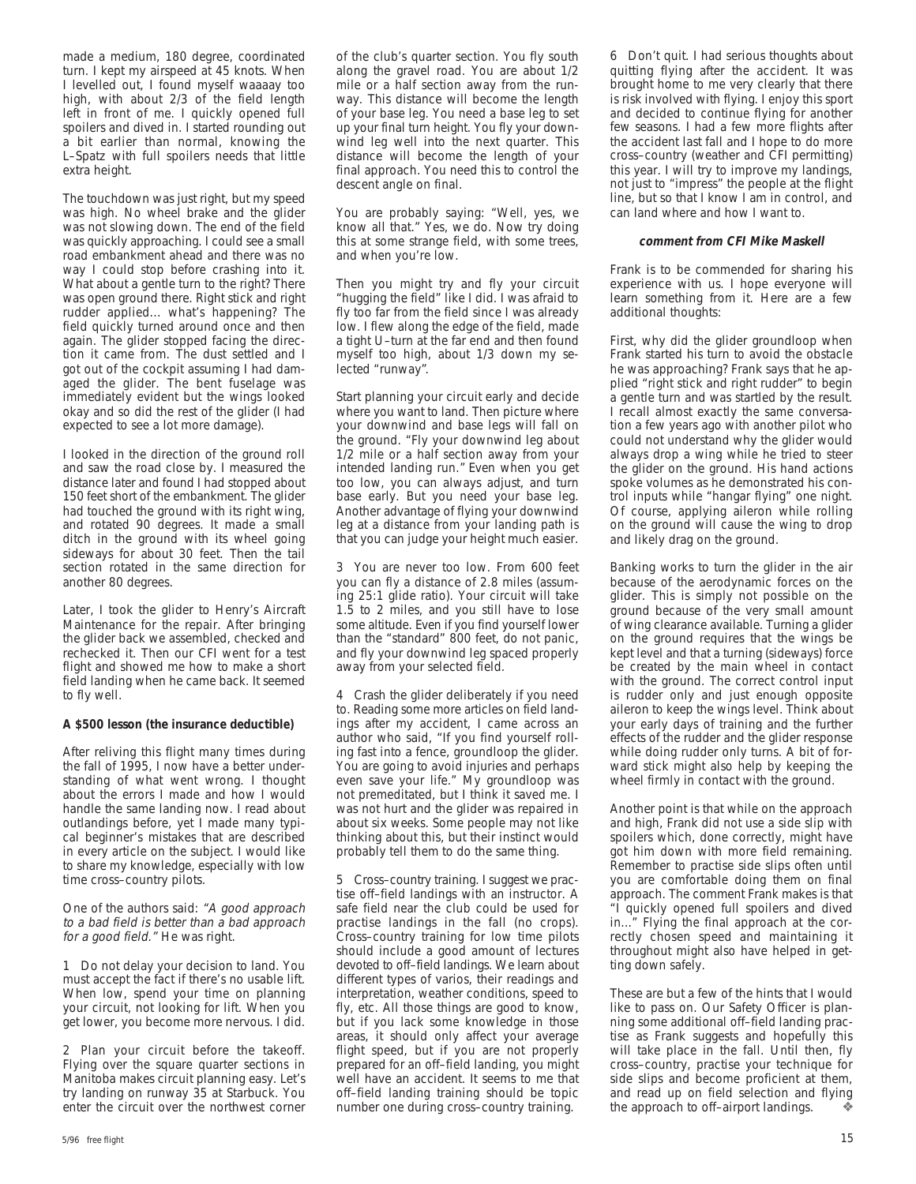made a medium, 180 degree, coordinated turn. I kept my airspeed at 45 knots. When I levelled out, I found myself waaaay too high, with about 2/3 of the field length left in front of me. I quickly opened full spoilers and dived in. I started rounding out a bit earlier than normal, knowing the L–Spatz with full spoilers needs that little extra height.

The touchdown was just right, but my speed was high. No wheel brake and the glider was not slowing down. The end of the field was quickly approaching. I could see a small road embankment ahead and there was no way I could stop before crashing into it. What about a gentle turn to the right? There was open ground there. Right stick and right rudder applied… what's happening? The field quickly turned around once and then again. The glider stopped facing the direction it came from. The dust settled and I got out of the cockpit assuming I had damaged the glider. The bent fuselage was immediately evident but the wings looked okay and so did the rest of the glider (I had expected to see a lot more damage).

I looked in the direction of the ground roll and saw the road close by. I measured the distance later and found I had stopped about 150 feet short of the embankment. The glider had touched the ground with its right wing, and rotated 90 degrees. It made a small ditch in the ground with its wheel going sideways for about 30 feet. Then the tail section rotated in the same direction for another 80 degrees.

Later, I took the glider to Henry's Aircraft Maintenance for the repair. After bringing the glider back we assembled, checked and rechecked it. Then our CFI went for a test flight and showed me how to make a short field landing when he came back. It seemed to fly well.

**A $500 lesson (the insurance deductible)**

After reliving this flight many times during the fall of 1995, I now have a better understanding of what went wrong. I thought about the errors I made and how I would handle the same landing now. I read about outlandings before, yet I made many typical beginner's mistakes that are described in every article on the subject. I would like to share my knowledge, especially with low time cross–country pilots.

One of the authors said: *"A good approach to a bad field is better than a bad approach for a good field."* He was right.

1 Do not delay your decision to land. You must accept the fact if there's no usable lift. When low, spend your time on planning your circuit, not looking for lift. When you get lower, you become more nervous. I did.

2 Plan your circuit before the takeoff. Flying over the square quarter sections in Manitoba makes circuit planning easy. Let's try landing on runway 35 at Starbuck. You enter the circuit over the northwest corner of the club's quarter section. You fly south along the gravel road. You are about 1/2 mile or a half section away from the runway. This distance will become the length of your base leg. You need a base leg to set up your final turn height. You fly your downwind leg well into the next quarter. This distance will become the length of your final approach. You need this to control the descent angle on final.

You are probably saying: "Well, yes, we know all that." Yes, we do. Now try doing this at some strange field, with some trees, and when you're low.

Then you might try and fly your circuit "hugging the field" like I did. I was afraid to fly too far from the field since I was already low. I flew along the edge of the field, made a tight U–turn at the far end and then found myself too high, about 1/3 down my selected "runway".

Start planning your circuit early and decide where you want to land. Then picture where your downwind and base legs will fall on the ground. "Fly your downwind leg about 1/2 mile or a half section away from your intended landing run." Even when you get too low, you can always adjust, and turn base early. But you need your base leg. Another advantage of flying your downwind leg at a distance from your landing path is that you can judge your height much easier.

3 You are never too low. From 600 feet you can fly a distance of 2.8 miles (assuming 25:1 glide ratio). Your circuit will take 1.5 to 2 miles, and you still have to lose some altitude. Even if you find yourself lower than the "standard" 800 feet, do not panic, and fly your downwind leg spaced properly away from your selected field.

4 Crash the glider deliberately if you need to. Reading some more articles on field landings after my accident, I came across an author who said, "If you find yourself rolling fast into a fence, groundloop the glider. You are going to avoid injuries and perhaps even save your life." My groundloop was not premeditated, but I think it saved me. I was not hurt and the glider was repaired in about six weeks. Some people may not like thinking about this, but their instinct would probably tell them to do the same thing.

5 Cross–country training. I suggest we practise off–field landings with an instructor. A safe field near the club could be used for practise landings in the fall (no crops). Cross–country training for low time pilots should include a good amount of lectures devoted to off–field landings. We learn about different types of varios, their readings and interpretation, weather conditions, speed to fly, etc. All those things are good to know, but if you lack some knowledge in those areas, it should only affect your average flight speed, but if you are not properly prepared for an off–field landing, you might well have an accident. It seems to me that off–field landing training should be topic number one during cross–country training.

6 Don't quit. I had serious thoughts about quitting flying after the accident. It was brought home to me very clearly that there is risk involved with flying. I enjoy this sport and decided to continue flying for another few seasons. I had a few more flights after the accident last fall and I hope to do more cross–country (weather and CFI permitting) this year. I will try to improve my landings, not just to "impress" the people at the flight line, but so that I know I am in control, and can land where and how I want to.

***comment from CFI Mike Maskell***

Frank is to be commended for sharing his experience with us. I hope everyone will learn something from it. Here are a few additional thoughts:

First, why did the glider groundloop when Frank started his turn to avoid the obstacle he was approaching? Frank says that he applied "right stick and right rudder" to begin a gentle turn and was startled by the result. I recall almost exactly the same conversation a few years ago with another pilot who could not understand why the glider would always drop a wing while he tried to steer the glider on the ground. His hand actions spoke volumes as he demonstrated his control inputs while "hangar flying" one night. Of course, applying aileron while rolling on the ground will cause the wing to drop and likely drag on the ground.

Banking works to turn the glider in the air because of the aerodynamic forces on the glider. This is simply not possible on the ground because of the very small amount of wing clearance available. Turning a glider on the ground requires that the wings be kept level and that a turning (sideways) force be created by the main wheel in contact with the ground. The correct control input is rudder only and just enough opposite aileron to keep the wings level. Think about your early days of training and the further effects of the rudder and the glider response while doing rudder only turns. A bit of forward stick might also help by keeping the wheel firmly in contact with the ground.

Another point is that while on the approach and high, Frank did not use a side slip with spoilers which, done correctly, might have got him down with more field remaining. Remember to practise side slips often until you are comfortable doing them on final approach. The comment Frank makes is that "I quickly opened full spoilers and dived in…" Flying the final approach at the correctly chosen speed and maintaining it throughout might also have helped in getting down safely.

These are but a few of the hints that I would like to pass on. Our Safety Officer is planning some additional off–field landing practise as Frank suggests and hopefully this will take place in the fall. Until then, fly cross–country, practise your technique for side slips and become proficient at them, and read up on field selection and flying the approach to off–airport landings. ❖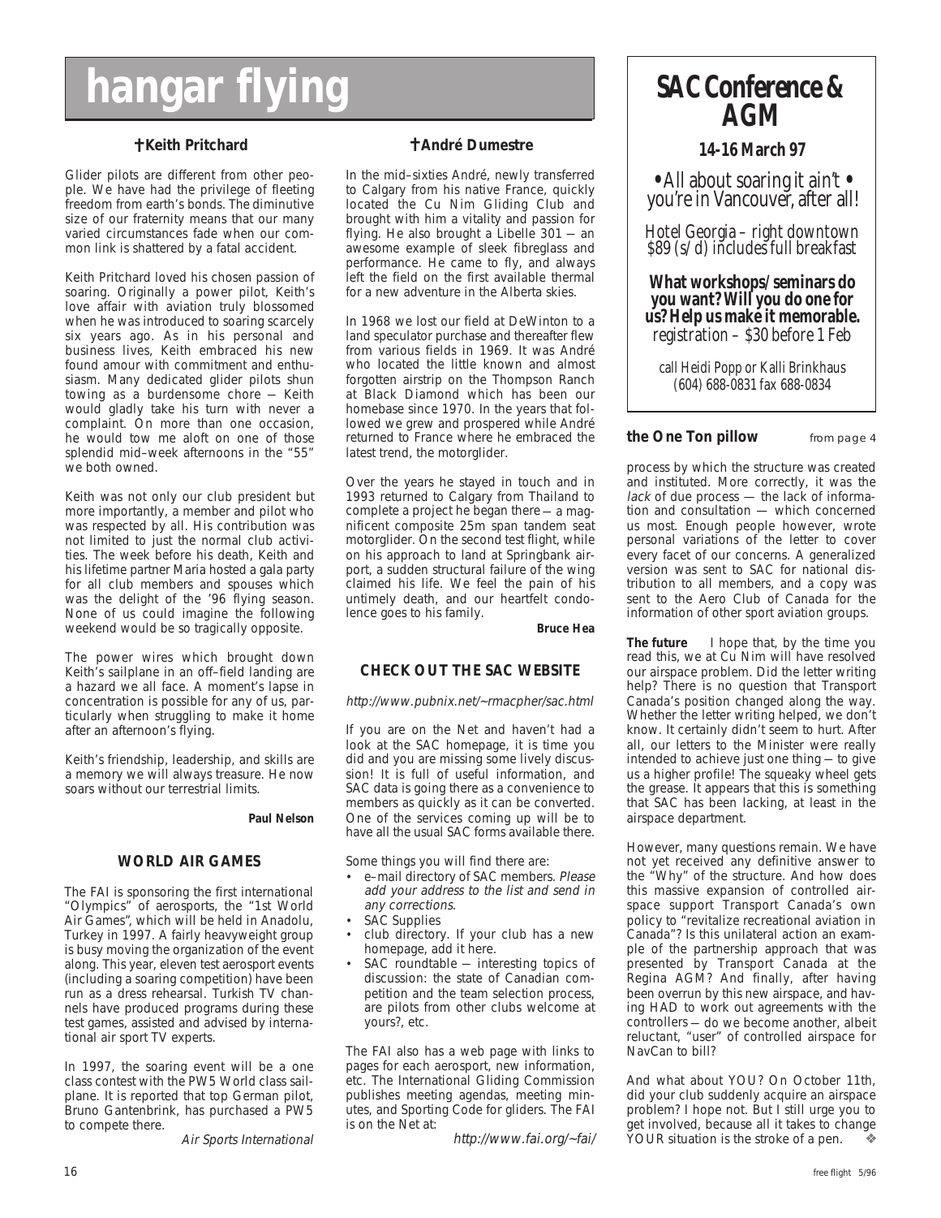# hangar flying

## †Keith Pritchard

Glider pilots are different from other people. We have had the privilege of fleeting freedom from earth's bonds. The diminutive size of our fraternity means that our many varied circumstances fade when our common link is shattered by a fatal accident.

Keith Pritchard loved his chosen passion of soaring. Originally a power pilot, Keith's love affair with aviation truly blossomed when he was introduced to soaring scarcely six years ago. As in his personal and business lives, Keith embraced his new found amour with commitment and enthusiasm. Many dedicated glider pilots shun towing as a burdensome chore — Keith would gladly take his turn with never a complaint. On more than one occasion, he would tow me aloft on one of those splendid mid–week afternoons in the "55" we both owned.

Keith was not only our club president but more importantly, a member and pilot who was respected by all. His contribution was not limited to just the normal club activities. The week before his death, Keith and his lifetime partner Maria hosted a gala party for all club members and spouses which was the delight of the '96 flying season. None of us could imagine the following weekend would be so tragically opposite.

The power wires which brought down Keith's sailplane in an off–field landing are a hazard we all face. A moment's lapse in concentration is possible for any of us, particularly when struggling to make it home after an afternoon's flying.

Keith's friendship, leadership, and skills are a memory we will always treasure. He now soars without our terrestrial limits.

**Paul Nelson**

## WORLD AIR GAMES

The FAI is sponsoring the first international "Olympics" of aerosports, the "1st World Air Games", which will be held in Anadolu, Turkey in 1997. A fairly heavyweight group is busy moving the organization of the event along. This year, eleven test aerosport events (including a soaring competition) have been run as a dress rehearsal. Turkish TV channels have produced programs during these test games, assisted and advised by international air sport TV experts.

In 1997, the soaring event will be a one class contest with the PW5 World class sailplane. It is reported that top German pilot, Bruno Gantenbrink, has purchased a PW5 to compete there.

*Air Sports International*

## †André Dumestre

In the mid–sixties André, newly transferred to Calgary from his native France, quickly located the Cu Nim Gliding Club and brought with him a vitality and passion for flying. He also brought a Libelle 301 — an awesome example of sleek fibreglass and performance. He came to fly, and always left the field on the first available thermal for a new adventure in the Alberta skies.

In 1968 we lost our field at DeWinton to a land speculator purchase and thereafter flew from various fields in 1969. It was André who located the little known and almost forgotten airstrip on the Thompson Ranch at Black Diamond which has been our homebase since 1970. In the years that followed we grew and prospered while André returned to France where he embraced the latest trend, the motorglider.

Over the years he stayed in touch and in 1993 returned to Calgary from Thailand to complete a project he began there — a magnificent composite 25m span tandem seat motorglider. On the second test flight, while on his approach to land at Springbank airport, a sudden structural failure of the wing claimed his life. We feel the pain of his untimely death, and our heartfelt condolence goes to his family.

**Bruce Hea**

## CHECK OUT THE SAC WEBSITE

*http://www.pubnix.net/~rmacpher/sac.html*

If you are on the Net and haven't had a look at the SAC homepage, it is time you did and you are missing some lively discussion! It is full of useful information, and SAC data is going there as a convenience to members as quickly as it can be converted. One of the services coming up will be to have all the usual SAC forms available there.

Some things you will find there are:

- e–mail directory of SAC members. *Please add your address to the list and send in any corrections.*
- SAC Supplies
- club directory. If your club has a new homepage, add it here.
- SAC roundtable — interesting topics of discussion: the state of Canadian competition and the team selection process, are pilots from other clubs welcome at yours?, etc.

The FAI also has a web page with links to pages for each aerosport, new information, etc. The International Gliding Commission publishes meeting agendas, meeting minutes, and Sporting Code for gliders. The FAI is on the Net at:

*http://www.fai.org/~fai/*

# SAC Conference & AGM

**14-16 March 97**

• All about soaring it ain't • you're in Vancouver, after all!

*Hotel Georgia – right downtown $89 (s/d) includes full breakfast*

**What workshops/seminars do you want? Will you do one for us? Help us make it memorable.**
*registration – $30 before 1 Feb*

*call Heidi Popp or Kalli Brinkhaus (604) 688-0831 fax 688-0834*

## the One Ton pillow *from page 4*

process by which the structure was created and instituted. More correctly, it was the *lack* of due process — the lack of information and consultation — which concerned us most. Enough people however, wrote personal variations of the letter to cover every facet of our concerns. A generalized version was sent to SAC for national distribution to all members, and a copy was sent to the Aero Club of Canada for the information of other sport aviation groups.

**The future** I hope that, by the time you read this, we at Cu Nim will have resolved our airspace problem. Did the letter writing help? There is no question that Transport Canada's position changed along the way. Whether the letter writing helped, we don't know. It certainly didn't seem to hurt. After all, our letters to the Minister were really intended to achieve just one thing — to give us a higher profile! The squeaky wheel gets the grease. It appears that this is something that SAC has been lacking, at least in the airspace department.

However, many questions remain. We have not yet received any definitive answer to the "Why" of the structure. And how does this massive expansion of controlled airspace support Transport Canada's own policy to "revitalize recreational aviation in Canada"? Is this unilateral action an example of the partnership approach that was presented by Transport Canada at the Regina AGM? And finally, after having been overrun by this new airspace, and having HAD to work out agreements with the controllers — do we become another, albeit reluctant, "user" of controlled airspace for NavCan to bill?

And what about YOU? On October 11th, did your club suddenly acquire an airspace problem? I hope not. But I still urge you to get involved, because all it takes to change YOUR situation is the stroke of a pen. ❖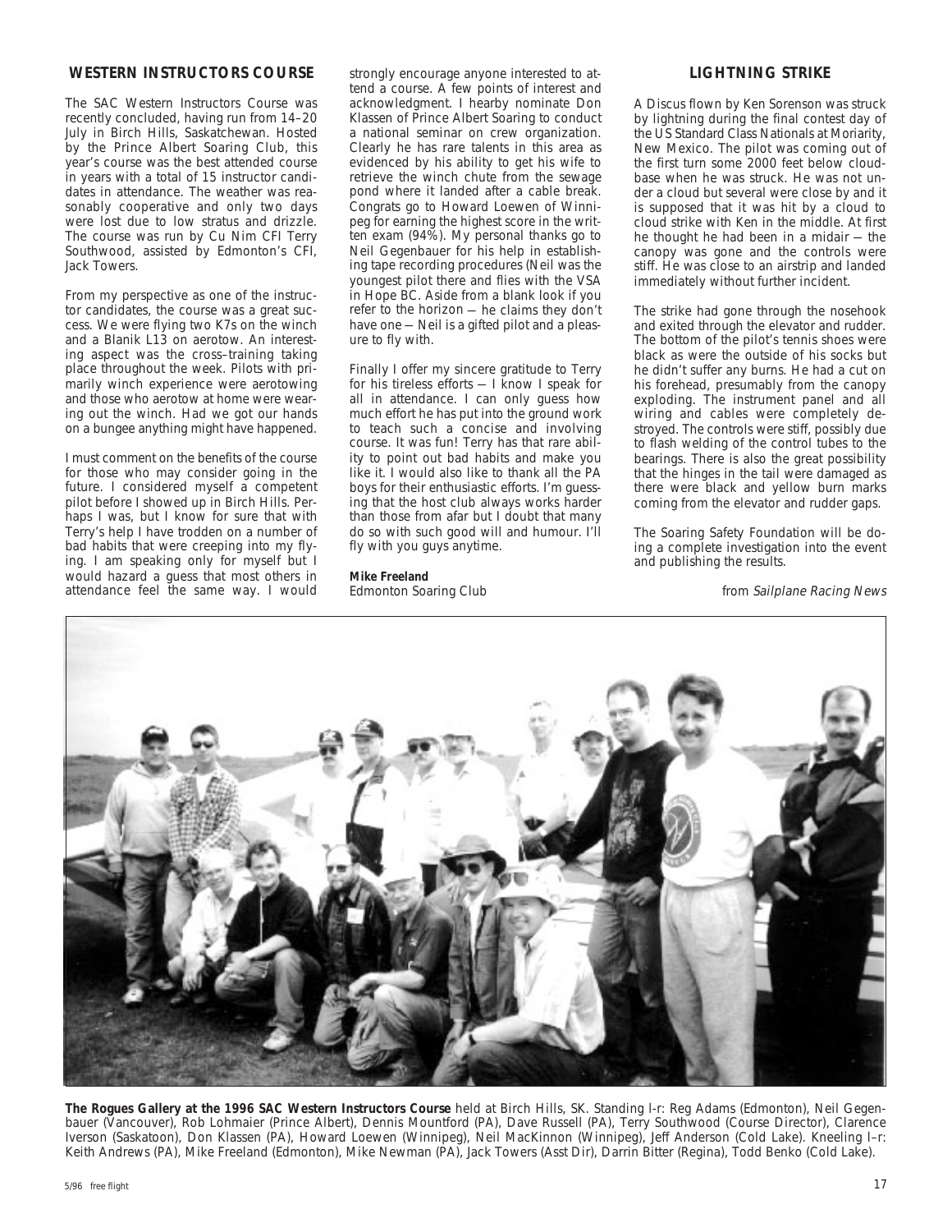## WESTERN INSTRUCTORS COURSE

The SAC Western Instructors Course was recently concluded, having run from 14–20 July in Birch Hills, Saskatchewan. Hosted by the Prince Albert Soaring Club, this year's course was the best attended course in years with a total of 15 instructor candidates in attendance. The weather was reasonably cooperative and only two days were lost due to low stratus and drizzle. The course was run by Cu Nim CFI Terry Southwood, assisted by Edmonton's CFI, Jack Towers.

From my perspective as one of the instructor candidates, the course was a great success. We were flying two K7s on the winch and a Blanik L13 on aerotow. An interesting aspect was the cross–training taking place throughout the week. Pilots with primarily winch experience were aerotowing and those who aerotow at home were wearing out the winch. Had we got our hands on a bungee anything might have happened.

I must comment on the benefits of the course for those who may consider going in the future. I considered myself a competent pilot before I showed up in Birch Hills. Perhaps I was, but I know for sure that with Terry's help I have trodden on a number of bad habits that were creeping into my flying. I am speaking only for myself but I would hazard a guess that most others in attendance feel the same way. I would strongly encourage anyone interested to attend a course. A few points of interest and acknowledgment. I hearby nominate Don Klassen of Prince Albert Soaring to conduct a national seminar on crew organization. Clearly he has rare talents in this area as evidenced by his ability to get his wife to retrieve the winch chute from the sewage pond where it landed after a cable break. Congrats go to Howard Loewen of Winnipeg for earning the highest score in the written exam (94%). My personal thanks go to Neil Gegenbauer for his help in establishing tape recording procedures (Neil was the youngest pilot there and flies with the VSA in Hope BC. Aside from a blank look if you refer to the horizon — he claims they don't have one — Neil is a gifted pilot and a pleasure to fly with.

Finally I offer my sincere gratitude to Terry for his tireless efforts — I know I speak for all in attendance. I can only guess how much effort he has put into the ground work to teach such a concise and involving course. It was fun! Terry has that rare ability to point out bad habits and make you like it. I would also like to thank all the PA boys for their enthusiastic efforts. I'm guessing that the host club always works harder than those from afar but I doubt that many do so with such good will and humour. I'll fly with you guys anytime.

**Mike Freeland**
Edmonton Soaring Club

## LIGHTNING STRIKE

A Discus flown by Ken Sorenson was struck by lightning during the final contest day of the US Standard Class Nationals at Moriarity, New Mexico. The pilot was coming out of the first turn some 2000 feet below cloudbase when he was struck. He was not under a cloud but several were close by and it is supposed that it was hit by a cloud to cloud strike with Ken in the middle. At first he thought he had been in a midair — the canopy was gone and the controls were stiff. He was close to an airstrip and landed immediately without further incident.

The strike had gone through the nosehook and exited through the elevator and rudder. The bottom of the pilot's tennis shoes were black as were the outside of his socks but he didn't suffer any burns. He had a cut on his forehead, presumably from the canopy exploding. The instrument panel and all wiring and cables were completely destroyed. The controls were stiff, possibly due to flash welding of the control tubes to the bearings. There is also the great possibility that the hinges in the tail were damaged as there were black and yellow burn marks coming from the elevator and rudder gaps.

The Soaring Safety Foundation will be doing a complete investigation into the event and publishing the results.

from *Sailplane Racing News*

**The Rogues Gallery at the 1996 SAC Western Instructors Course** held at Birch Hills, SK. Standing l-r: Reg Adams (Edmonton), Neil Gegenbauer (Vancouver), Rob Lohmaier (Prince Albert), Dennis Mountford (PA), Dave Russell (PA), Terry Southwood (Course Director), Clarence Iverson (Saskatoon), Don Klassen (PA), Howard Loewen (Winnipeg), Neil MacKinnon (Winnipeg), Jeff Anderson (Cold Lake). Kneeling l–r: Keith Andrews (PA), Mike Freeland (Edmonton), Mike Newman (PA), Jack Towers (Asst Dir), Darrin Bitter (Regina), Todd Benko (Cold Lake).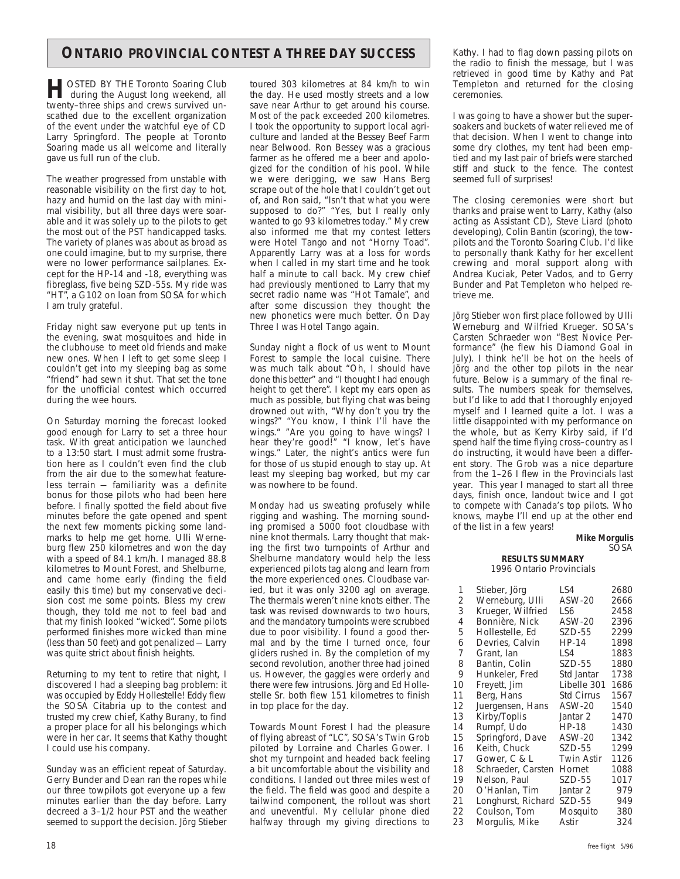## ONTARIO PROVINCIAL CONTEST A THREE DAY SUCCESS

HOSTED BY THE Toronto Soaring Club during the August long weekend, all twenty–three ships and crews survived unscathed due to the excellent organization of the event under the watchful eye of CD Larry Springford. The people at Toronto Soaring made us all welcome and literally gave us full run of the club.

The weather progressed from unstable with reasonable visibility on the first day to hot, hazy and humid on the last day with minimal visibility, but all three days were soarable and it was solely up to the pilots to get the most out of the PST handicapped tasks. The variety of planes was about as broad as one could imagine, but to my surprise, there were no lower performance sailplanes. Except for the HP-14 and -18, everything was fibreglass, five being SZD-55s. My ride was "HT", a G102 on loan from SOSA for which I am truly grateful.

Friday night saw everyone put up tents in the evening, swat mosquitoes and hide in the clubhouse to meet old friends and make new ones. When I left to get some sleep I couldn't get into my sleeping bag as some "friend" had sewn it shut. That set the tone for the unofficial contest which occurred during the wee hours.

On Saturday morning the forecast looked good enough for Larry to set a three hour task. With great anticipation we launched to a 13:50 start. I must admit some frustration here as I couldn't even find the club from the air due to the somewhat featureless terrain — familiarity was a definite bonus for those pilots who had been here before. I finally spotted the field about five minutes before the gate opened and spent the next few moments picking some landmarks to help me get home. Ulli Werneburg flew 250 kilometres and won the day with a speed of 84.1 km/h. I managed 88.8 kilometres to Mount Forest, and Shelburne, and came home early (finding the field easily this time) but my conservative decision cost me some points. Bless my crew though, they told me not to feel bad and that my finish looked "wicked". Some pilots performed finishes more wicked than mine (less than 50 feet) and got penalized — Larry was quite strict about finish heights.

Returning to my tent to retire that night, I discovered I had a sleeping bag problem: it was occupied by Eddy Hollestelle! Eddy flew the SOSA Citabria up to the contest and trusted my crew chief, Kathy Burany, to find a proper place for all his belongings which were in her car. It seems that Kathy thought I could use his company.

Sunday was an efficient repeat of Saturday. Gerry Bunder and Dean ran the ropes while our three towpilots got everyone up a few minutes earlier than the day before. Larry decreed a 3–1/2 hour PST and the weather seemed to support the decision. Jörg Stieber toured 303 kilometres at 84 km/h to win the day. He used mostly streets and a low save near Arthur to get around his course. Most of the pack exceeded 200 kilometres. I took the opportunity to support local agriculture and landed at the Bessey Beef Farm near Belwood. Ron Bessey was a gracious farmer as he offered me a beer and apologized for the condition of his pool. While we were derigging, we saw Hans Berg scrape out of the hole that I couldn't get out of, and Ron said, "Isn't that what you were supposed to do?" "Yes, but I really only wanted to go 93 kilometres today." My crew also informed me that my contest letters were Hotel Tango and not "Horny Toad". Apparently Larry was at a loss for words when I called in my start time and he took half a minute to call back. My crew chief had previously mentioned to Larry that my secret radio name was "Hot Tamale", and after some discussion they thought the new phonetics were much better. On Day Three I was Hotel Tango again.

Sunday night a flock of us went to Mount Forest to sample the local cuisine. There was much talk about "Oh, I should have done this better" and "I thought I had enough height to get there". I kept my ears open as much as possible, but flying chat was being drowned out with, "Why don't you try the wings?" "You know, I think I'll have the wings." "Are you going to have wings? I hear they're good!" "I know, let's have wings." Later, the night's antics were fun for those of us stupid enough to stay up. At least my sleeping bag worked, but my car was nowhere to be found.

Monday had us sweating profusely while rigging and washing. The morning sounding promised a 5000 foot cloudbase with nine knot thermals. Larry thought that making the first two turnpoints of Arthur and Shelburne mandatory would help the less experienced pilots tag along and learn from the more experienced ones. Cloudbase varied, but it was only 3200 agl on average. The thermals weren't nine knots either. The task was revised downwards to two hours, and the mandatory turnpoints were scrubbed due to poor visibility. I found a good thermal and by the time I turned once, four gliders rushed in. By the completion of my second revolution, another three had joined us. However, the gaggles were orderly and there were few intrusions. Jörg and Ed Hollestelle Sr. both flew 151 kilometres to finish in top place for the day.

Towards Mount Forest I had the pleasure of flying abreast of "LC", SOSA's Twin Grob piloted by Lorraine and Charles Gower. I shot my turnpoint and headed back feeling a bit uncomfortable about the visibility and conditions. I landed out three miles west of the field. The field was good and despite a tailwind component, the rollout was short and uneventful. My cellular phone died halfway through my giving directions to Kathy. I had to flag down passing pilots on the radio to finish the message, but I was retrieved in good time by Kathy and Pat Templeton and returned for the closing ceremonies.

I was going to have a shower but the supersoakers and buckets of water relieved me of that decision. When I went to change into some dry clothes, my tent had been emptied and my last pair of briefs were starched stiff and stuck to the fence. The contest seemed full of surprises!

The closing ceremonies were short but thanks and praise went to Larry, Kathy (also acting as Assistant CD), Steve Liard (photo developing), Colin Bantin (scoring), the towpilots and the Toronto Soaring Club. I'd like to personally thank Kathy for her excellent crewing and moral support along with Andrea Kuciak, Peter Vados, and to Gerry Bunder and Pat Templeton who helped retrieve me.

Jörg Stieber won first place followed by Ulli Werneburg and Wilfried Krueger. SOSA's Carsten Schraeder won "Best Novice Performance" (he flew his Diamond Goal in July). I think he'll be hot on the heels of Jörg and the other top pilots in the near future. Below is a summary of the final results. The numbers speak for themselves, but I'd like to add that I thoroughly enjoyed myself and I learned quite a lot. I was a little disappointed with my performance on the whole, but as Kerry Kirby said, if I'd spend half the time flying cross–country as I do instructing, it would have been a different story. The Grob was a nice departure from the 1–26 I flew in the Provincials last year. This year I managed to start all three days, finish once, landout twice and I got to compete with Canada's top pilots. Who knows, maybe I'll end up at the other end of the list in a few years!

**Mike Morgulis**
SOSA

**RESULTS SUMMARY**
1996 Ontario Provincials

| | | | |
|---|---|---|---|
| 1 | Stieber, Jörg | LS4 | 2680 |
| 2 | Werneburg, Ulli | ASW-20 | 2666 |
| 3 | Krueger, Wilfried | LS6 | 2458 |
| 4 | Bonnière, Nick | ASW-20 | 2396 |
| 5 | Hollestelle, Ed | SZD-55 | 2299 |
| 6 | Devries, Calvin | HP-14 | 1898 |
| 7 | Grant, Ian | LS4 | 1883 |
| 8 | Bantin, Colin | SZD-55 | 1880 |
| 9 | Hunkeler, Fred | Std Jantar | 1738 |
| 10 | Freyett, Jim | Libelle 301 | 1686 |
| 11 | Berg, Hans | Std Cirrus | 1567 |
| 12 | Juergensen, Hans | ASW-20 | 1540 |
| 13 | Kirby/Toplis | Jantar 2 | 1470 |
| 14 | Rumpf, Udo | HP-18 | 1430 |
| 15 | Springford, Dave | ASW-20 | 1342 |
| 16 | Keith, Chuck | SZD-55 | 1299 |
| 17 | Gower, C & L | Twin Astir | 1126 |
| 18 | Schraeder, Carsten | Hornet | 1088 |
| 19 | Nelson, Paul | SZD-55 | 1017 |
| 20 | O'Hanlan, Tim | Jantar 2 | 979 |
| 21 | Longhurst, Richard | SZD-55 | 949 |
| 22 | Coulson, Tom | Mosquito | 380 |
| 23 | Morgulis, Mike | Astir | 324 |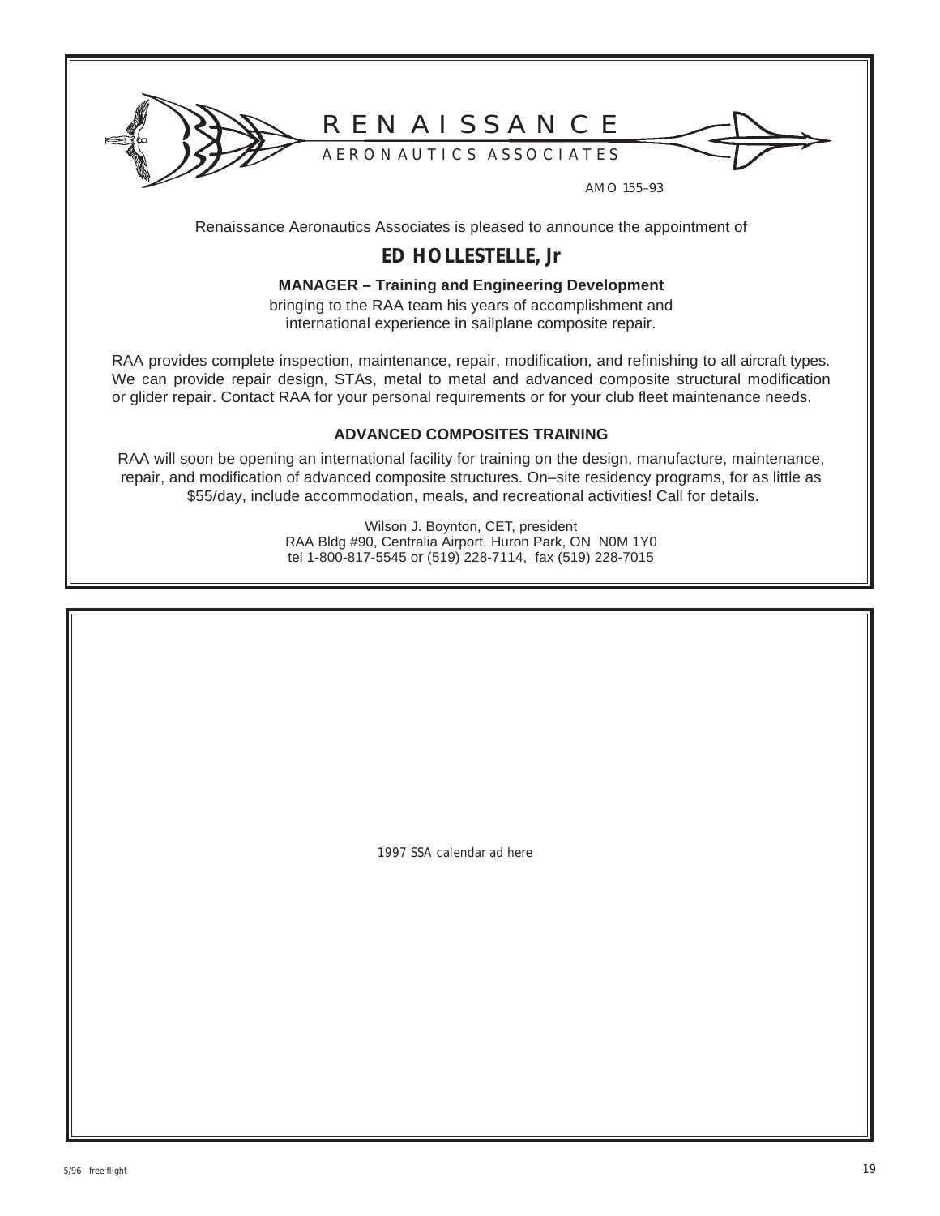# RENAISSANCE

AERONAUTICS ASSOCIATES

AMO 155–93

Renaissance Aeronautics Associates is pleased to announce the appointment of

## ED HOLLESTELLE, Jr

**MANAGER – Training and Engineering Development**

bringing to the RAA team his years of accomplishment and international experience in sailplane composite repair.

RAA provides complete inspection, maintenance, repair, modification, and refinishing to all aircraft types. We can provide repair design, STAs, metal to metal and advanced composite structural modification or glider repair. Contact RAA for your personal requirements or for your club fleet maintenance needs.

### ADVANCED COMPOSITES TRAINING

RAA will soon be opening an international facility for training on the design, manufacture, maintenance, repair, and modification of advanced composite structures. On–site residency programs, for as little as $55/day, include accommodation, meals, and recreational activities! Call for details.

Wilson J. Boynton, CET, president
RAA Bldg #90, Centralia Airport, Huron Park, ON N0M 1Y0
tel 1-800-817-5545 or (519) 228-7114, fax (519) 228-7015

1997 SSA calendar ad here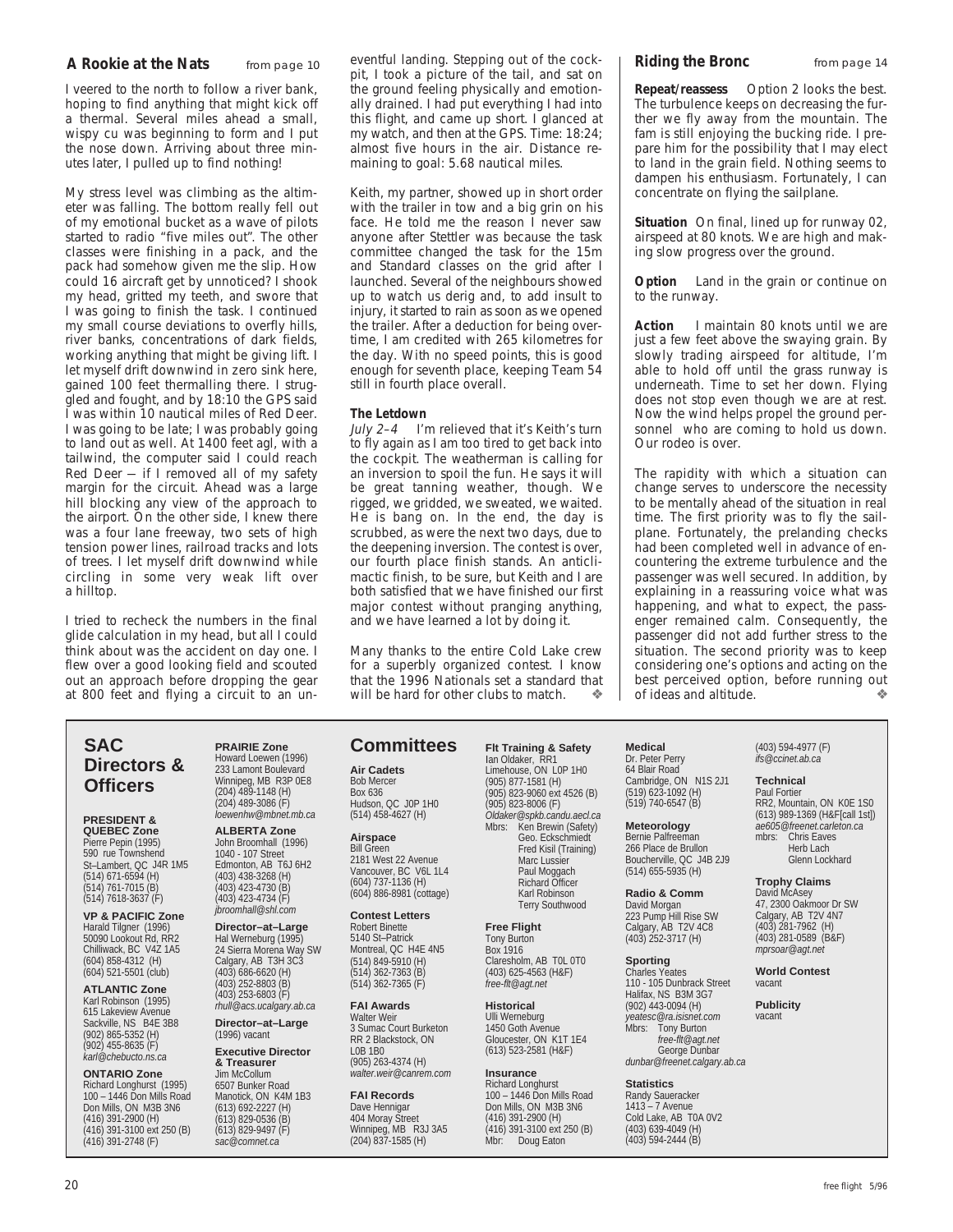## A Rookie at the Nats *from page 10*

I veered to the north to follow a river bank, hoping to find anything that might kick off a thermal. Several miles ahead a small, wispy cu was beginning to form and I put the nose down. Arriving about three minutes later, I pulled up to find nothing!

My stress level was climbing as the altimeter was falling. The bottom really fell out of my emotional bucket as a wave of pilots started to radio "five miles out". The other classes were finishing in a pack, and the pack had somehow given me the slip. How could 16 aircraft get by unnoticed? I shook my head, gritted my teeth, and swore that I was going to finish the task. I continued my small course deviations to overfly hills, river banks, concentrations of dark fields, working anything that might be giving lift. I let myself drift downwind in zero sink here, gained 100 feet thermalling there. I struggled and fought, and by 18:10 the GPS said I was within 10 nautical miles of Red Deer. I was going to be late; I was probably going to land out as well. At 1400 feet agl, with a tailwind, the computer said I could reach Red Deer — if I removed all of my safety margin for the circuit. Ahead was a large hill blocking any view of the approach to the airport. On the other side, I knew there was a four lane freeway, two sets of high tension power lines, railroad tracks and lots of trees. I let myself drift downwind while circling in some very weak lift over a hilltop.

I tried to recheck the numbers in the final glide calculation in my head, but all I could think about was the accident on day one. I flew over a good looking field and scouted out an approach before dropping the gear at 800 feet and flying a circuit to an uneventful landing. Stepping out of the cockpit, I took a picture of the tail, and sat on the ground feeling physically and emotionally drained. I had put everything I had into this flight, and came up short. I glanced at my watch, and then at the GPS. Time: 18:24; almost five hours in the air. Distance remaining to goal: 5.68 nautical miles.

Keith, my partner, showed up in short order with the trailer in tow and a big grin on his face. He told me the reason I never saw anyone after Stettler was because the task committee changed the task for the 15m and Standard classes on the grid after I launched. Several of the neighbours showed up to watch us derig and, to add insult to injury, it started to rain as soon as we opened the trailer. After a deduction for being overtime, I am credited with 265 kilometres for the day. With no speed points, this is good enough for seventh place, keeping Team 54 still in fourth place overall.

### The Letdown

*July 2–4* I'm relieved that it's Keith's turn to fly again as I am too tired to get back into the cockpit. The weatherman is calling for an inversion to spoil the fun. He says it will be great tanning weather, though. We rigged, we gridded, we sweated, we waited. He is bang on. In the end, the day is scrubbed, as were the next two days, due to the deepening inversion. The contest is over, our fourth place finish stands. An anticlimactic finish, to be sure, but Keith and I are both satisfied that we have finished our first major contest without pranging anything, and we have learned a lot by doing it.

Many thanks to the entire Cold Lake crew for a superbly organized contest. I know that the 1996 Nationals set a standard that will be hard for other clubs to match. ❖

## Riding the Bronc *from page 14*

**Repeat/reassess** Option 2 looks the best. The turbulence keeps on decreasing the further we fly away from the mountain. The fam is still enjoying the bucking ride. I prepare him for the possibility that I may elect to land in the grain field. Nothing seems to dampen his enthusiasm. Fortunately, I can concentrate on flying the sailplane.

**Situation** On final, lined up for runway 02, airspeed at 80 knots. We are high and making slow progress over the ground.

**Option** Land in the grain or continue on to the runway.

**Action** I maintain 80 knots until we are just a few feet above the swaying grain. By slowly trading airspeed for altitude, I'm able to hold off until the grass runway is underneath. Time to set her down. Flying does not stop even though we are at rest. Now the wind helps propel the ground personnel who are coming to hold us down. Our rodeo is over.

The rapidity with which a situation can change serves to underscore the necessity to be mentally ahead of the situation in real time. The first priority was to fly the sailplane. Fortunately, the prelanding checks had been completed well in advance of encountering the extreme turbulence and the passenger was well secured. In addition, by explaining in a reassuring voice what was happening, and what to expect, the passenger remained calm. Consequently, the passenger did not add further stress to the situation. The second priority was to keep considering one's options and acting on the best perceived option, before running out of ideas and altitude. ❖

---

## SAC Directors & Officers

**PRESIDENT & QUEBEC Zone**
Pierre Pepin (1995)
590 rue Townshend
St–Lambert, QC J4R 1M5
(514) 671-6594 (H)
(514) 761-7015 (B)
(514) 7618-3637 (F)

**VP & PACIFIC Zone**
Harald Tilgner (1996)
50090 Lookout Rd, RR2
Chilliwack, BC V4Z 1A5
(604) 858-4312 (H)
(604) 521-5501 (club)

**ATLANTIC Zone**
Karl Robinson (1995)
615 Lakeview Avenue
Sackville, NS B4E 3B8
(902) 865-5352 (H)
(902) 455-8635 (F)
*karl@chebucto.ns.ca*

**ONTARIO Zone**
Richard Longhurst (1995)
100 – 1446 Don Mills Road
Don Mills, ON M3B 3N6
(416) 391-2900 (H)
(416) 391-3100 ext 250 (B)
(416) 391-2748 (F)

**PRAIRIE Zone**
Howard Loewen (1996)
233 Lamont Boulevard
Winnipeg, MB R3P 0E8
(204) 489-1148 (H)
(204) 489-3086 (F)
*loewenhw@mbnet.mb.ca*

**ALBERTA Zone**
John Broomhall (1996)
1040 - 107 Street
Edmonton, AB T6J 6H2
(403) 438-3268 (H)
(403) 423-4730 (B)
(403) 423-4734 (F)
*jbroomhall@shl.com*

**Director–at–Large**
Hal Werneburg (1995)
24 Sierra Morena Way SW
Calgary, AB T3H 3C3
(403) 686-6620 (H)
(403) 252-8803 (B)
(403) 253-6803 (F)
*rhull@acs.ucalgary.ab.ca*

**Director–at–Large**
(1996) vacant

**Executive Director & Treasurer**
Jim McCollum
6507 Bunker Road
Manotick, ON K4M 1B3
(613) 692-2227 (H)
(613) 829-0536 (B)
(613) 829-9497 (F)
*sac@comnet.ca*

## Committees

**Air Cadets**
Bob Mercer
Box 636
Hudson, QC J0P 1H0
(514) 458-4627 (H)

**Airspace**
Bill Green
2181 West 22 Avenue
Vancouver, BC V6L 1L4
(604) 737-1136 (H)
(604) 886-8981 (cottage)

**Contest Letters**
Robert Binette
5140 St–Patrick
Montreal, QC H4E 4N5
(514) 849-5910 (H)
(514) 362-7363 (B)
(514) 362-7365 (F)

**FAI Awards**
Walter Weir
3 Sumac Court Burketon
RR 2 Blackstock, ON
L0B 1B0
(905) 263-4374 (H)
*walter.weir@canrem.com*

**FAI Records**
Dave Hennigar
404 Moray Street
Winnipeg, MB R3J 3A5
(204) 837-1585 (H)

**Flt Training & Safety**
Ian Oldaker, RR1
Limehouse, ON L0P 1H0
(905) 877-1581 (H)
(905) 823-9060 ext 4526 (B)
(905) 823-8006 (F)
*Oldaker@spkb.candu.aecl.ca*
Mbrs: Ken Brewin (Safety)
Geo. Eckschmiedt
Fred Kisil (Training)
Marc Lussier
Paul Moggach
Richard Officer
Karl Robinson
Terry Southwood

**Free Flight**
Tony Burton
Box 1916
Claresholm, AB T0L 0T0
(403) 625-4563 (H&F)
*free-flt@agt.net*

**Historical**
Ulli Werneburg
1450 Goth Avenue
Gloucester, ON K1T 1E4
(613) 523-2581 (H&F)

**Insurance**
Richard Longhurst
100 – 1446 Don Mills Road
Don Mills, ON M3B 3N6
(416) 391-2900 (H)
(416) 391-3100 ext 250 (B)
Mbr: Doug Eaton

**Medical**
Dr. Peter Perry
64 Blair Road
Cambridge, ON N1S 2J1
(519) 623-1092 (H)
(519) 740-6547 (B)

**Meteorology**
Bernie Palfreeman
266 Place de Brullon
Boucherville, QC J4B 2J9
(514) 655-5935 (H)

**Radio & Comm**
David Morgan
223 Pump Hill Rise SW
Calgary, AB T2V 4C8
(403) 252-3717 (H)

**Sporting**
Charles Yeates
110 - 105 Dunbrack Street
Halifax, NS B3M 3G7
(902) 443-0094 (H)
*yeatesc@ra.isisnet.com*
Mbrs: Tony Burton
*free-flt@agt.net*
George Dunbar
*dunbar@freenet.calgary.ab.ca*

**Statistics**
Randy Saueracker
1413 – 7 Avenue
Cold Lake, AB T0A 0V2
(403) 639-4049 (H)
(403) 594-2444 (B)
(403) 594-4977 (F)
*ifs@ccinet.ab.ca*

**Technical**
Paul Fortier
RR2, Mountain, ON K0E 1S0
(613) 989-1369 (H&F[call 1st])
*ae605@freenet.carleton.ca*
mbrs: Chris Eaves
Herb Lach
Glenn Lockhard

**Trophy Claims**
David McAsey
47, 2300 Oakmoor Dr SW
Calgary, AB T2V 4N7
(403) 281-7962 (H)
(403) 281-0589 (B&F)
*mprsoar@agt.net*

**World Contest**
vacant

**Publicity**
vacant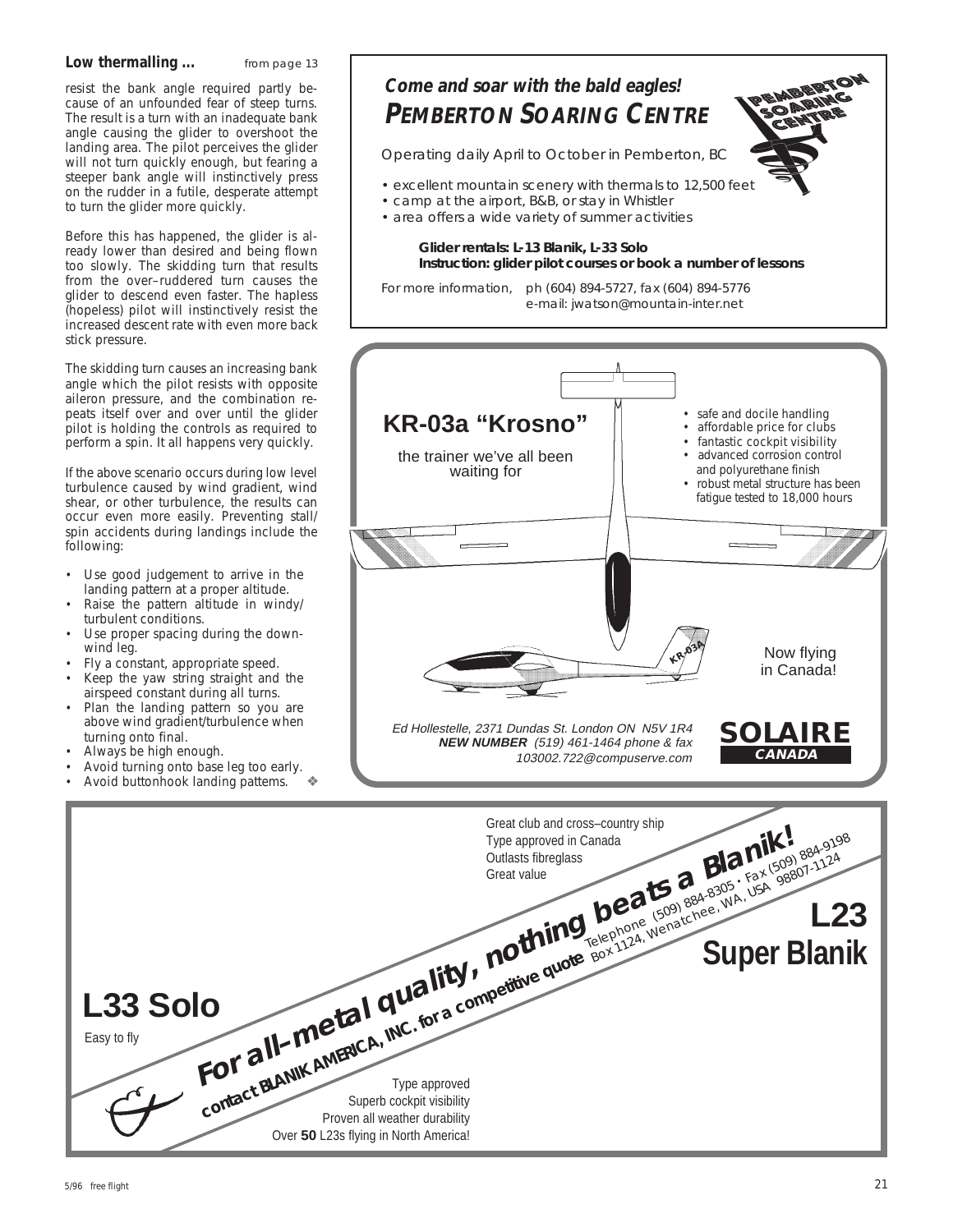**Low thermalling ...** from page 13

resist the bank angle required partly because of an unfounded fear of steep turns. The result is a turn with an inadequate bank angle causing the glider to overshoot the landing area. The pilot perceives the glider will not turn quickly enough, but fearing a steeper bank angle will instinctively press on the rudder in a futile, desperate attempt to turn the glider more quickly.

Before this has happened, the glider is already lower than desired and being flown too slowly. The skidding turn that results from the over–ruddered turn causes the glider to descend even faster. The hapless (hopeless) pilot will instinctively resist the increased descent rate with even more back stick pressure.

The skidding turn causes an increasing bank angle which the pilot resists with opposite aileron pressure, and the combination repeats itself over and over until the glider pilot is holding the controls as required to perform a spin. It all happens very quickly.

If the above scenario occurs during low level turbulence caused by wind gradient, wind shear, or other turbulence, the results can occur even more easily. Preventing stall/spin accidents during landings include the following:

- Use good judgement to arrive in the landing pattern at a proper altitude.
- Raise the pattern altitude in windy/turbulent conditions.
- Use proper spacing during the downwind leg.
- Fly a constant, appropriate speed.
- Keep the yaw string straight and the airspeed constant during all turns.
- Plan the landing pattern so you are above wind gradient/turbulence when turning onto final.
- Always be high enough.
- Avoid turning onto base leg too early.
- Avoid buttonhook landing patterns. ❖

---

***Come and soar with the bald eagles!***
## *PEMBERTON SOARING CENTRE*

Operating daily April to October in Pemberton, BC

- excellent mountain scenery with thermals to 12,500 feet
- camp at the airport, B&B, or stay in Whistler
- area offers a wide variety of summer activities

**Glider rentals: L-13 Blanik, L-33 Solo**
**Instruction: glider pilot courses or book a number of lessons**

For more information, ph (604) 894-5727, fax (604) 894-5776
e-mail: jwatson@mountain-inter.net

---

## KR-03a "Krosno"

the trainer we've all been waiting for

- safe and docile handling
- affordable price for clubs
- fantastic cockpit visibility
- advanced corrosion control and polyurethane finish
- robust metal structure has been fatigue tested to 18,000 hours

Now flying in Canada!

*Ed Hollestelle, 2371 Dundas St. London ON N5V 1R4*
***NEW NUMBER** (519) 461-1464 phone & fax*
*103002.722@compuserve.com*

**SOLAIRE CANADA**

---

***For all–metal quality, nothing beats a Blanik!***

**contact BLANIK AMERICA, INC. for a competitive quote** Telephone (509) 884-8305 • Fax (509) 884-9198
Box 1124, Wenatchee, WA, USA 98807-1124

Great club and cross–country ship
Type approved in Canada
Outlasts fibreglass
Great value

## L23 Super Blanik

## L33 Solo

Easy to fly

Type approved
Superb cockpit visibility
Proven all weather durability
Over **50** L23s flying in North America!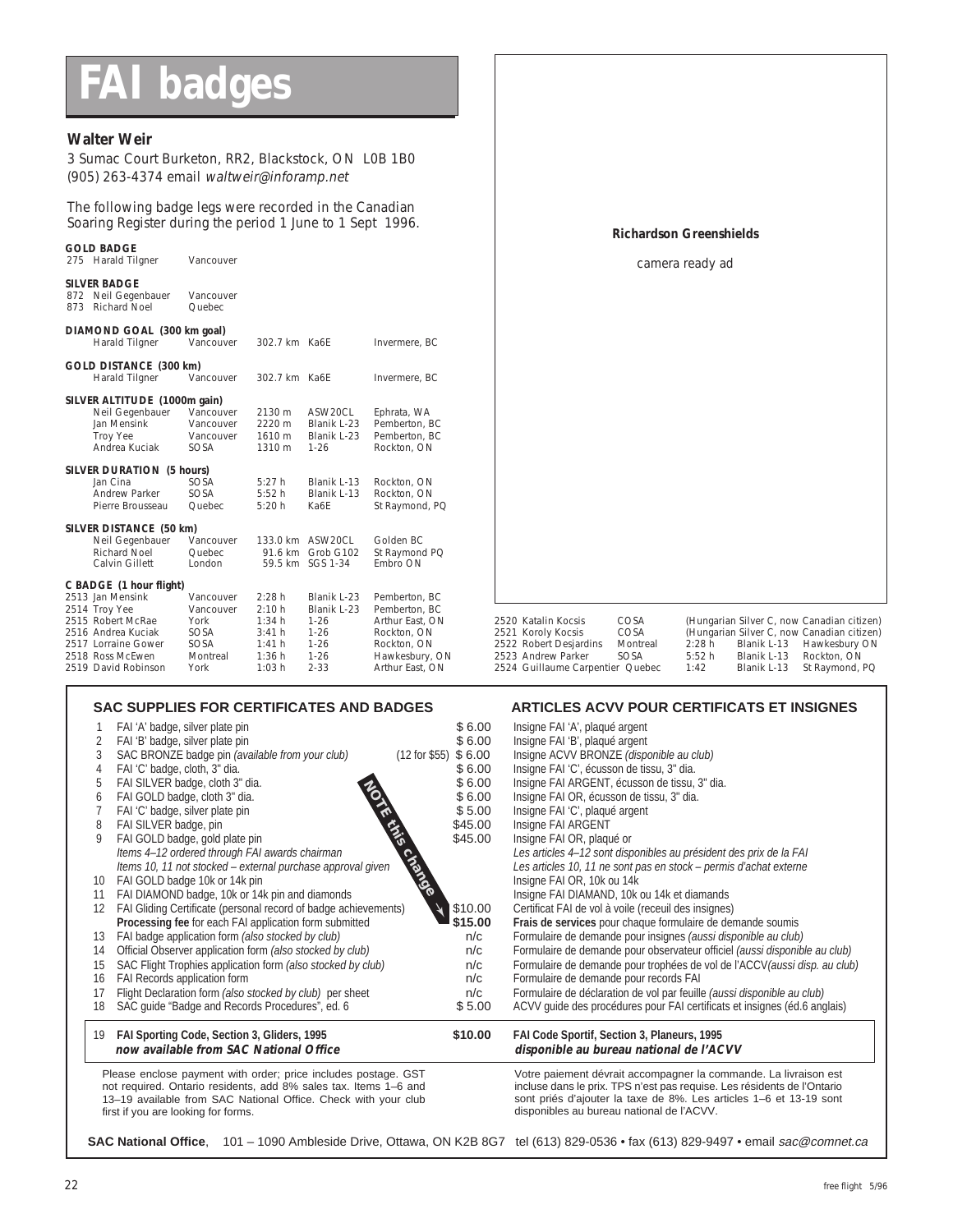# FAI badges

**Walter Weir**
3 Sumac Court Burketon, RR2, Blackstock, ON L0B 1B0
(905) 263-4374 email *waltweir@inforamp.net*

The following badge legs were recorded in the Canadian Soaring Register during the period 1 June to 1 Sept 1996.

**GOLD BADGE**

| | | |
|---|---|---|
| 275 | Harald Tilgner | Vancouver |

**SILVER BADGE**

| | | |
|---|---|---|
| 872 | Neil Gegenbauer | Vancouver |
| 873 | Richard Noel | Quebec |

**DIAMOND GOAL (300 km goal)**

| | | | | |
|---|---|---|---|---|
| Harald Tilgner | Vancouver | 302.7 km | Ka6E | Invermere, BC |

**GOLD DISTANCE (300 km)**

| | | | | |
|---|---|---|---|---|
| Harald Tilgner | Vancouver | 302.7 km | Ka6E | Invermere, BC |

**SILVER ALTITUDE (1000m gain)**

| | | | | |
|---|---|---|---|---|
| Neil Gegenbauer | Vancouver | 2130 m | ASW20CL | Ephrata, WA |
| Jan Mensink | Vancouver | 2220 m | Blanik L-23 | Pemberton, BC |
| Troy Yee | Vancouver | 1610 m | Blanik L-23 | Pemberton, BC |
| Andrea Kuciak | SOSA | 1310 m | 1-26 | Rockton, ON |

**SILVER DURATION (5 hours)**

| | | | | |
|---|---|---|---|---|
| Jan Cina | SOSA | 5:27 h | Blanik L-13 | Rockton, ON |
| Andrew Parker | SOSA | 5:52 h | Blanik L-13 | Rockton, ON |
| Pierre Brousseau | Quebec | 5:20 h | Ka6E | St Raymond, PQ |

**SILVER DISTANCE (50 km)**

| | | | | |
|---|---|---|---|---|
| Neil Gegenbauer | Vancouver | 133.0 km | ASW20CL | Golden BC |
| Richard Noel | Quebec | 91.6 km | Grob G102 | St Raymond PQ |
| Calvin Gillett | London | 59.5 km | SGS 1-34 | Embro ON |

**C BADGE (1 hour flight)**

| | | | | | |
|---|---|---|---|---|---|
| 2513 | Jan Mensink | Vancouver | 2:28 h | Blanik L-23 | Pemberton, BC |
| 2514 | Troy Yee | Vancouver | 2:10 h | Blanik L-23 | Pemberton, BC |
| 2515 | Robert McRae | York | 1:34 h | 1-26 | Arthur East, ON |
| 2516 | Andrea Kuciak | SOSA | 3:41 h | 1-26 | Rockton, ON |
| 2517 | Lorraine Gower | SOSA | 1:41 h | 1-26 | Rockton, ON |
| 2518 | Ross McEwen | Montreal | 1:36 h | 1-26 | Hawkesbury, ON |
| 2519 | David Robinson | York | 1:03 h | 2-33 | Arthur East, ON |
| 2520 | Katalin Kocsis | COSA | (Hungarian Silver C, now Canadian citizen) | | |
| 2521 | Koroly Kocsis | COSA | (Hungarian Silver C, now Canadian citizen) | | |
| 2522 | Robert Desjardins | Montreal | 2:28 h | Blanik L-13 | Hawkesbury ON |
| 2523 | Andrew Parker | SOSA | 5:52 h | Blanik L-13 | Rockton, ON |
| 2524 | Guillaume Carpentier | Quebec | 1:42 | Blanik L-13 | St Raymond, PQ |

**Richardson Greenshields**

camera ready ad

## SAC SUPPLIES FOR CERTIFICATES AND BADGES / ARTICLES ACVV POUR CERTIFICATS ET INSIGNES

| | SAC Supplies | Price | Articles ACVV |
|---|---|---|---|
| 1 | FAI 'A' badge, silver plate pin | $ 6.00 | Insigne FAI 'A', plaqué argent |
| 2 | FAI 'B' badge, silver plate pin | $ 6.00 | Insigne FAI 'B', plaqué argent |
| 3 | SAC BRONZE badge pin *(available from your club)* | (12 for $55) $ 6.00 | Insigne ACVV BRONZE *(disponible au club)* |
| 4 | FAI 'C' badge, cloth, 3" dia. | $ 6.00 | Insigne FAI 'C', écusson de tissu, 3" dia. |
| 5 | FAI SILVER badge, cloth 3" dia. | $ 6.00 | Insigne FAI ARGENT, écusson de tissu, 3" dia. |
| 6 | FAI GOLD badge, cloth 3" dia. | $ 6.00 | Insigne FAI OR, écusson de tissu, 3" dia. |
| 7 | FAI 'C' badge, silver plate pin | $ 5.00 | Insigne FAI 'C', plaqué argent |
| 8 | FAI SILVER badge, pin | $45.00 | Insigne FAI ARGENT |
| 9 | FAI GOLD badge, gold plate pin | $45.00 | Insigne FAI OR, plaqué or |
| | *Items 4–12 ordered through FAI awards chairman* | | *Les articles 4–12 sont disponibles au président des prix de la FAI* |
| | *Items 10, 11 not stocked – external purchase approval given* | | *Les articles 10, 11 ne sont pas en stock – permis d'achat externe* |
| 10 | FAI GOLD badge 10k or 14k pin | | Insigne FAI OR, 10k ou 14k |
| 11 | FAI DIAMOND badge, 10k or 14k pin and diamonds | | Insigne FAI DIAMAND, 10k ou 14k et diamands |
| 12 | FAI Gliding Certificate (personal record of badge achievements) | $10.00 | Certificat FAI de vol à voile (receuil des insignes) |
| | **Processing fee** for each FAI application form submitted | **$15.00** | **Frais de services** pour chaque formulaire de demande soumis |
| 13 | FAI badge application form *(also stocked by club)* | n/c | Formulaire de demande pour insignes *(aussi disponible au club)* |
| 14 | Official Observer application form *(also stocked by club)* | n/c | Formulaire de demande pour observateur officiel *(aussi disponible au club)* |
| 15 | SAC Flight Trophies application form *(also stocked by club)* | n/c | Formulaire de demande pour trophées de vol de l'ACCV*(aussi disp. au club)* |
| 16 | FAI Records application form | n/c | Formulaire de demande pour records FAI |
| 17 | Flight Declaration form *(also stocked by club)* per sheet | n/c | Formulaire de déclaration de vol par feuille *(aussi disponible au club)* |
| 18 | SAC guide "Badge and Records Procedures", ed. 6 | $ 5.00 | ACVV guide des procédures pour FAI certificats et insignes (éd.6 anglais) |
| 19 | **FAI Sporting Code, Section 3, Gliders, 1995** ***now available from SAC National Office*** | **$10.00** | **FAI Code Sportif, Section 3, Planeurs, 1995** ***disponible au bureau national de l'ACVV*** |

*NOTE this change*

Please enclose payment with order; price includes postage. GST not required. Ontario residents, add 8% sales tax. Items 1–6 and 13–19 available from SAC National Office. Check with your club first if you are looking for forms.

Votre paiement dévrait accompagner la commande. La livraison est incluse dans le prix. TPS n'est pas requise. Les résidents de l'Ontario sont priés d'ajouter la taxe de 8%. Les articles 1–6 et 13-19 sont disponibles au bureau national de l'ACVV.

**SAC National Office**, 101 – 1090 Ambleside Drive, Ottawa, ON K2B 8G7 tel (613) 829-0536 • fax (613) 829-9497 • email *sac@comnet.ca*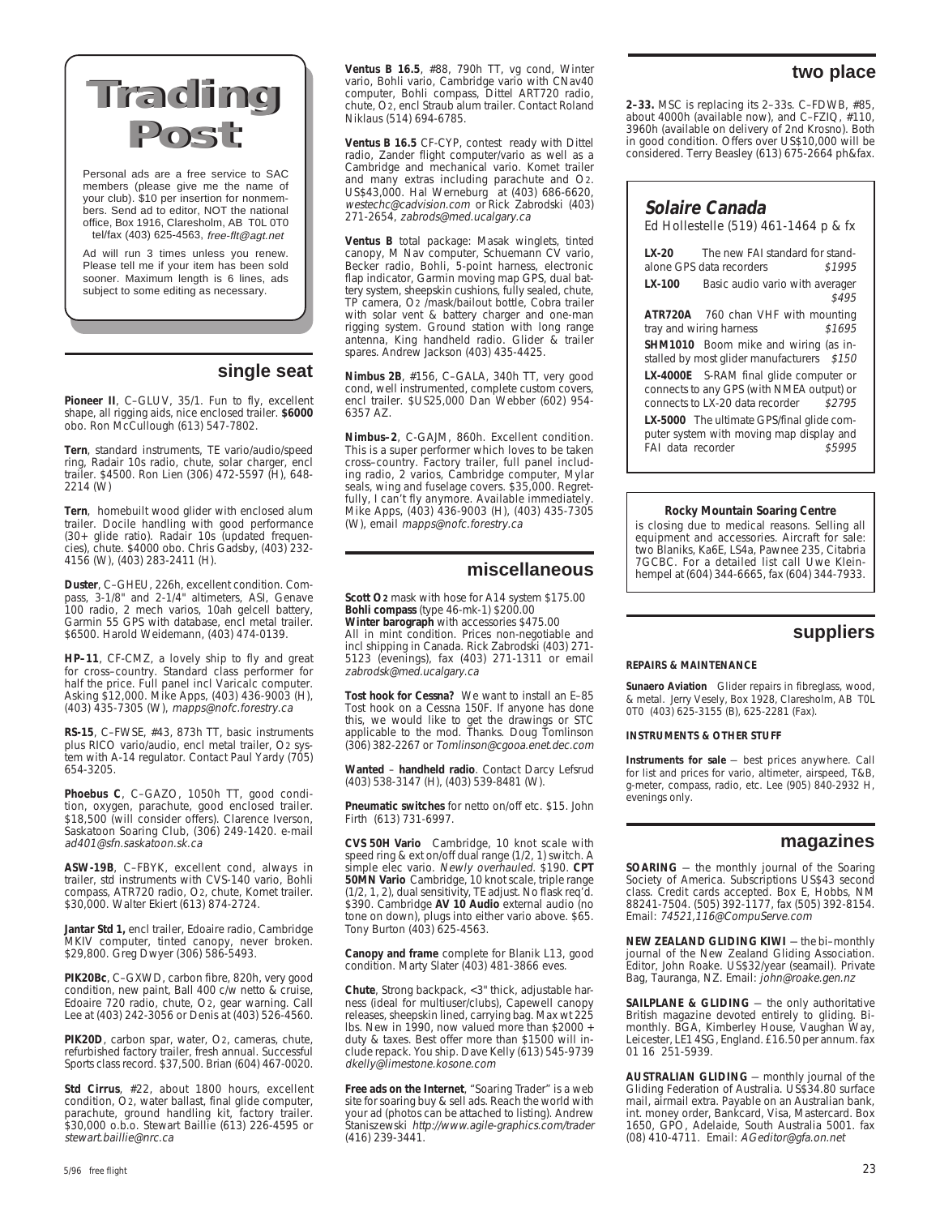# Trading Post

Personal ads are a free service to SAC members (please give me the name of your club). $10 per insertion for nonmembers. Send ad to editor, NOT the national office, Box 1916, Claresholm, AB T0L 0T0 tel/fax (403) 625-4563, *free-flt@agt.net*

Ad will run 3 times unless you renew. Please tell me if your item has been sold sooner. Maximum length is 6 lines, ads subject to some editing as necessary.

## single seat

**Pioneer II**, C–GLUV, 35/1. Fun to fly, excellent shape, all rigging aids, nice enclosed trailer. **$6000** obo. Ron McCullough (613) 547-7802.

**Tern**, standard instruments, TE vario/audio/speed ring, Radair 10s radio, chute, solar charger, encl trailer. $4500. Ron Lien (306) 472-5597 (H), 648-2214 (W)

**Tern**, homebuilt wood glider with enclosed alum trailer. Docile handling with good performance (30+ glide ratio). Radair 10s (updated frequencies), chute. $4000 obo. Chris Gadsby, (403) 232-4156 (W), (403) 283-2411 (H).

**Duster**, C–GHEU, 226h, excellent condition. Compass, 3-1/8" and 2-1/4" altimeters, ASI, Genave 100 radio, 2 mech varios, 10ah gelcell battery, Garmin 55 GPS with database, encl metal trailer. $6500. Harold Weidemann, (403) 474-0139.

**HP–11**, CF-CMZ, a lovely ship to fly and great for cross–country. Standard class performer for half the price. Full panel incl Varicalc computer. Asking $12,000. Mike Apps, (403) 436-9003 (H), (403) 435-7305 (W), *mapps@nofc.forestry.ca*

**RS-15**, C–FWSE, #43, 873h TT, basic instruments plus RICO vario/audio, encl metal trailer, O2 system with A-14 regulator. Contact Paul Yardy (705) 654-3205.

**Phoebus C**, C–GAZO, 1050h TT, good condition, oxygen, parachute, good enclosed trailer. $18,500 (will consider offers). Clarence Iverson, Saskatoon Soaring Club, (306) 249-1420. e-mail *ad401@sfn.saskatoon.sk.ca*

**ASW-19B**, C–FBYK, excellent cond, always in trailer, std instruments with CVS-140 vario, Bohli compass, ATR720 radio, O2, chute, Komet trailer. $30,000. Walter Ekiert (613) 874-2724.

**Jantar Std 1,** encl trailer, Edoaire radio, Cambridge MKIV computer, tinted canopy, never broken. $29,800. Greg Dwyer (306) 586-5493.

**PIK20Bc**, C–GXWD, carbon fibre, 820h, very good condition, new paint, Ball 400 c/w netto & cruise, Edoaire 720 radio, chute, O2, gear warning. Call Lee at (403) 242-3056 or Denis at (403) 526-4560.

**PIK20D**, carbon spar, water, O2, cameras, chute, refurbished factory trailer, fresh annual. Successful Sports class record. $37,500. Brian (604) 467-0020.

**Std Cirrus**, #22, about 1800 hours, excellent condition, O2, water ballast, final glide computer, parachute, ground handling kit, factory trailer. $30,000 o.b.o. Stewart Baillie (613) 226-4595 or *stewart.baillie@nrc.ca*

**Ventus B 16.5**, #88, 790h TT, vg cond, Winter vario, Bohli vario, Cambridge vario with CNav40 computer, Bohli compass, Dittel ART720 radio, chute, O2, encl Straub alum trailer. Contact Roland Niklaus (514) 694-6785.

**Ventus B 16.5** CF-CYP, contest ready with Dittel radio, Zander flight computer/vario as well as a Cambridge and mechanical vario. Komet trailer and many extras including parachute and O2. US$43,000. Hal Werneburg at (403) 686-6620, *westechc@cadvision.com* or Rick Zabrodski (403) 271-2654, *zabrods@med.ucalgary.ca*

**Ventus B** total package: Masak winglets, tinted canopy, M Nav computer, Schuemann CV vario, Becker radio, Bohli, 5-point harness, electronic flap indicator, Garmin moving map GPS, dual battery system, sheepskin cushions, fully sealed, chute, TP camera, O2 /mask/bailout bottle, Cobra trailer with solar vent & battery charger and one-man rigging system. Ground station with long range antenna, King handheld radio. Glider & trailer spares. Andrew Jackson (403) 435-4425.

**Nimbus 2B**, #156, C–GALA, 340h TT, very good cond, well instrumented, complete custom covers, encl trailer. $US25,000 Dan Webber (602) 954-6357 AZ.

**Nimbus–2**, C-GAJM, 860h. Excellent condition. This is a super performer which loves to be taken cross–country. Factory trailer, full panel including radio, 2 varios, Cambridge computer, Mylar seals, wing and fuselage covers. $35,000. Regretfully, I can't fly anymore. Available immediately. Mike Apps, (403) 436-9003 (H), (403) 435-7305 (W), email *mapps@nofc.forestry.ca*

## miscellaneous

**Scott O2** mask with hose for A14 system $175.00
**Bohli compass** (type 46-mk-1) $200.00
**Winter barograph** with accessories $475.00
All in mint condition. Prices non-negotiable and incl shipping in Canada. Rick Zabrodski (403) 271-5123 (evenings), fax (403) 271-1311 or email *zabrodsk@med.ucalgary.ca*

**Tost hook for Cessna?** We want to install an E–85 Tost hook on a Cessna 150F. If anyone has done this, we would like to get the drawings or STC applicable to the mod. Thanks. Doug Tomlinson (306) 382-2267 or *Tomlinson@cgooa.enet.dec.com*

**Wanted** – **handheld radio**. Contact Darcy Lefsrud (403) 538-3147 (H), (403) 539-8481 (W).

**Pneumatic switches** for netto on/off etc. $15. John Firth (613) 731-6997.

**CVS 50H Vario** Cambridge, 10 knot scale with speed ring & ext on/off dual range (1/2, 1) switch. A simple elec vario. *Newly overhauled*. $190. **CPT 50MN Vario** Cambridge, 10 knot scale, triple range (1/2, 1, 2), dual sensitivity, TE adjust. No flask req'd. $390. Cambridge **AV 10 Audio** external audio (no tone on down), plugs into either vario above. $65. Tony Burton (403) 625-4563.

**Canopy and frame** complete for Blanik L13, good condition. Marty Slater (403) 481-3866 eves.

**Chute**, Strong backpack, <3" thick, adjustable harness (ideal for multiuser/clubs), Capewell canopy releases, sheepskin lined, carrying bag. Max wt 225 lbs. New in 1990, now valued more than $2000 + duty & taxes. Best offer more than $1500 will include repack. You ship. Dave Kelly (613) 545-9739 *dkelly@limestone.kosone.com*

**Free ads on the Internet**, "Soaring Trader" is a web site for soaring buy & sell ads. Reach the world with your ad (photos can be attached to listing). Andrew Staniszewski *http://www.agile-graphics.com/trader* (416) 239-3441.

## two place

**2–33.** MSC is replacing its 2–33s. C–FDWB, #85, about 4000h (available now), and C–FZIQ, #110, 3960h (available on delivery of 2nd Krosno). Both in good condition. Offers over US$10,000 will be considered. Terry Beasley (613) 675-2664 ph&fax.

### Solaire Canada

Ed Hollestelle (519) 461-1464 p & fx

**LX-20** The new FAI standard for standalone GPS data recorders *$1995*

**LX-100** Basic audio vario with averager *$495*

**ATR720A** 760 chan VHF with mounting tray and wiring harness *$1695*

**SHM1010** Boom mike and wiring (as installed by most glider manufacturers *$150*

**LX-4000E** S-RAM final glide computer or connects to any GPS (with NMEA output) or connects to LX-20 data recorder *$2795*

**LX-5000** The ultimate GPS/final glide computer system with moving map display and FAI data recorder *$5995*

**Rocky Mountain Soaring Centre**

is closing due to medical reasons. Selling all equipment and accessories. Aircraft for sale: two Blaniks, Ka6E, LS4a, Pawnee 235, Citabria 7GCBC. For a detailed list call Uwe Kleinhempel at (604) 344-6665, fax (604) 344-7933.

## suppliers

**REPAIRS & MAINTENANCE**

**Sunaero Aviation** Glider repairs in fibreglass, wood, & metal. Jerry Vesely, Box 1928, Claresholm, AB T0L 0T0 (403) 625-3155 (B), 625-2281 (Fax).

**INSTRUMENTS & OTHER STUFF**

**Instruments for sale** — best prices anywhere. Call for list and prices for vario, altimeter, airspeed, T&B, g-meter, compass, radio, etc. Lee (905) 840-2932 H, evenings only.

## magazines

**SOARING** — the monthly journal of the Soaring Society of America. Subscriptions US$43 second class. Credit cards accepted. Box E, Hobbs, NM 88241-7504. (505) 392-1177, fax (505) 392-8154. Email: *74521,116@CompuServe.com*

**NEW ZEALAND GLIDING KIWI** — the bi–monthly journal of the New Zealand Gliding Association. Editor, John Roake. US$32/year (seamail). Private Bag, Tauranga, NZ. Email: *john@roake.gen.nz*

**SAILPLANE & GLIDING** — the only authoritative British magazine devoted entirely to gliding. Bi-monthly. BGA, Kimberley House, Vaughan Way, Leicester, LE1 4SG, England. £16.50 per annum. fax 01 16 251-5939.

**AUSTRALIAN GLIDING** — monthly journal of the Gliding Federation of Australia. US$34.80 surface mail, airmail extra. Payable on an Australian bank, int. money order, Bankcard, Visa, Mastercard. Box 1650, GPO, Adelaide, South Australia 5001. fax (08) 410-4711. Email: *AGeditor@gfa.on.net*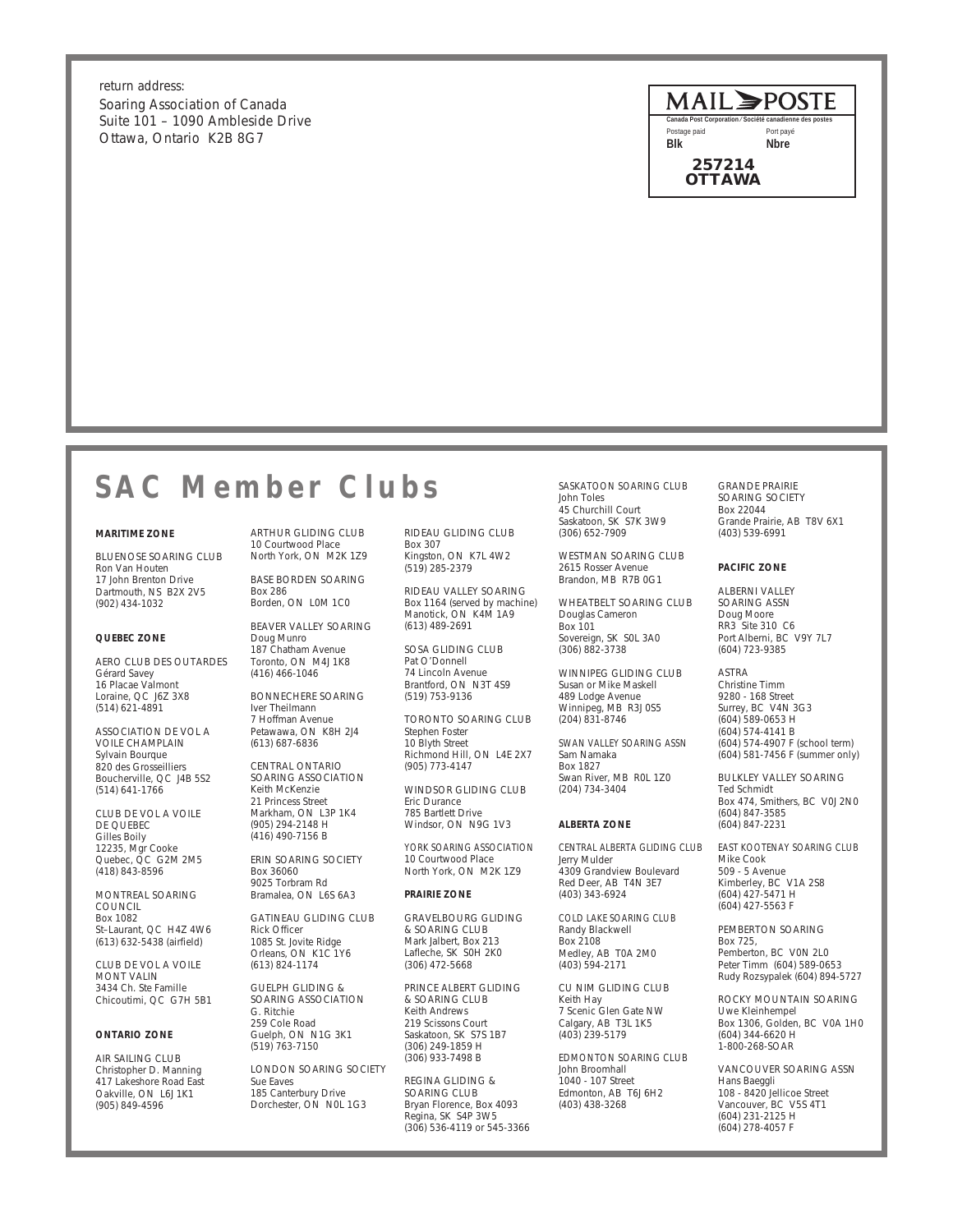return address:
Soaring Association of Canada
Suite 101 – 1090 Ambleside Drive
Ottawa, Ontario K2B 8G7

MAIL POSTE
Canada Post Corporation / Société canadienne des postes
Postage paid Port payé
Blk Nbre
257214
OTTAWA

# SAC Member Clubs

**MARITIME ZONE**

BLUENOSE SOARING CLUB
Ron Van Houten
17 John Brenton Drive
Dartmouth, NS B2X 2V5
(902) 434-1032

**QUEBEC ZONE**

AERO CLUB DES OUTARDES
Gérard Savey
16 Placae Valmont
Loraine, QC J6Z 3X8
(514) 621-4891

ASSOCIATION DE VOL A VOILE CHAMPLAIN
Sylvain Bourque
820 des Grosseilliers
Boucherville, QC J4B 5S2
(514) 641-1766

CLUB DE VOL A VOILE DE QUEBEC
Gilles Boily
12235, Mgr Cooke
Quebec, QC G2M 2M5
(418) 843-8596

MONTREAL SOARING COUNCIL
Box 1082
St-Laurant, QC H4Z 4W6
(613) 632-5438 (airfield)

CLUB DE VOL A VOILE MONT VALIN
3434 Ch. Ste Famille
Chicoutimi, QC G7H 5B1

**ONTARIO ZONE**

AIR SAILING CLUB
Christopher D. Manning
417 Lakeshore Road East
Oakville, ON L6J 1K1
(905) 849-4596

ARTHUR GLIDING CLUB
10 Courtwood Place
North York, ON M2K 1Z9

BASE BORDEN SOARING
Box 286
Borden, ON L0M 1C0

BEAVER VALLEY SOARING
Doug Munro
187 Chatham Avenue
Toronto, ON M4J 1K8
(416) 466-1046

BONNECHERE SOARING
Iver Theilmann
7 Hoffman Avenue
Petawawa, ON K8H 2J4
(613) 687-6836

CENTRAL ONTARIO SOARING ASSOCIATION
Keith McKenzie
21 Princess Street
Markham, ON L3P 1K4
(905) 294-2148 H
(416) 490-7156 B

ERIN SOARING SOCIETY
Box 36060
9025 Torbram Rd
Bramalea, ON L6S 6A3

GATINEAU GLIDING CLUB
Rick Officer
1085 St. Jovite Ridge
Orleans, ON K1C 1Y6
(613) 824-1174

GUELPH GLIDING & SOARING ASSOCIATION
G. Ritchie
259 Cole Road
Guelph, ON N1G 3K1
(519) 763-7150

LONDON SOARING SOCIETY
Sue Eaves
185 Canterbury Drive
Dorchester, ON N0L 1G3

RIDEAU GLIDING CLUB
Box 307
Kingston, ON K7L 4W2
(519) 285-2379

RIDEAU VALLEY SOARING
Box 1164 (served by machine)
Manotick, ON K4M 1A9
(613) 489-2691

SOSA GLIDING CLUB
Pat O'Donnell
74 Lincoln Avenue
Brantford, ON N3T 4S9
(519) 753-9136

TORONTO SOARING CLUB
Stephen Foster
10 Blyth Street
Richmond Hill, ON L4E 2X7
(905) 773-4147

WINDSOR GLIDING CLUB
Eric Durance
785 Bartlett Drive
Windsor, ON N9G 1V3

YORK SOARING ASSOCIATION
10 Courtwood Place
North York, ON M2K 1Z9

**PRAIRIE ZONE**

GRAVELBOURG GLIDING & SOARING CLUB
Mark Jalbert, Box 213
Lafleche, SK S0H 2K0
(306) 472-5668

PRINCE ALBERT GLIDING & SOARING CLUB
Keith Andrews
219 Scissons Court
Saskatoon, SK S7S 1B7
(306) 249-1859 H
(306) 933-7498 B

REGINA GLIDING & SOARING CLUB
Bryan Florence, Box 4093
Regina, SK S4P 3W5
(306) 536-4119 or 545-3366

SASKATOON SOARING CLUB
John Toles
45 Churchill Court
Saskatoon, SK S7K 3W9
(306) 652-7909

WESTMAN SOARING CLUB
2615 Rosser Avenue
Brandon, MB R7B 0G1

WHEATBELT SOARING CLUB
Douglas Cameron
Box 101
Sovereign, SK S0L 3A0
(306) 882-3738

WINNIPEG GLIDING CLUB
Susan or Mike Maskell
489 Lodge Avenue
Winnipeg, MB R3J 0S5
(204) 831-8746

SWAN VALLEY SOARING ASSN
Sam Namaka
Box 1827
Swan River, MB R0L 1Z0
(204) 734-3404

**ALBERTA ZONE**

CENTRAL ALBERTA GLIDING CLUB
Jerry Mulder
4309 Grandview Boulevard
Red Deer, AB T4N 3E7
(403) 343-6924

COLD LAKE SOARING CLUB
Randy Blackwell
Box 2108
Medley, AB T0A 2M0
(403) 594-2171

CU NIM GLIDING CLUB
Keith Hay
7 Scenic Glen Gate NW
Calgary, AB T3L 1K5
(403) 239-5179

EDMONTON SOARING CLUB
John Broomhall
1040 - 107 Street
Edmonton, AB T6J 6H2
(403) 438-3268

GRANDE PRAIRIE SOARING SOCIETY
Box 22044
Grande Prairie, AB T8V 6X1
(403) 539-6991

**PACIFIC ZONE**

ALBERNI VALLEY SOARING ASSN
Doug Moore
RR3 Site 310 C6
Port Alberni, BC V9Y 7L7
(604) 723-9385

ASTRA
Christine Timm
9280 - 168 Street
Surrey, BC V4N 3G3
(604) 589-0653 H
(604) 574-4141 B
(604) 574-4907 F (school term)
(604) 581-7456 F (summer only)

BULKLEY VALLEY SOARING
Ted Schmidt
Box 474, Smithers, BC V0J 2N0
(604) 847-3585
(604) 847-2231

EAST KOOTENAY SOARING CLUB
Mike Cook
509 - 5 Avenue
Kimberley, BC V1A 2S8
(604) 427-5471 H
(604) 427-5563 F

PEMBERTON SOARING
Box 725,
Pemberton, BC V0N 2L0
Peter Timm (604) 589-0653
Rudy Rozsypalek (604) 894-5727

ROCKY MOUNTAIN SOARING
Uwe Kleinhempel
Box 1306, Golden, BC V0A 1H0
(604) 344-6620 H
1-800-268-SOAR

VANCOUVER SOARING ASSN
Hans Baeggli
108 - 8420 Jellicoe Street
Vancouver, BC V5S 4T1
(604) 231-2125 H
(604) 278-4057 F